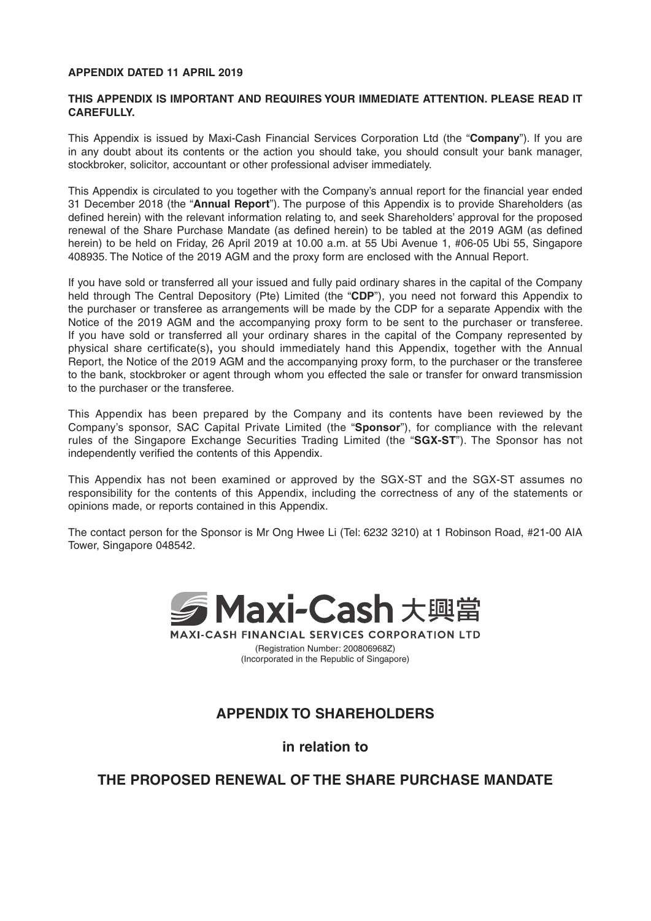**APPENDIX DATED 11 APRIL 2019**

**THIS APPENDIX IS IMPORTANT AND REQUIRES YOUR IMMEDIATE ATTENTION. PLEASE READ IT CAREFULLY.**

This Appendix is issued by Maxi-Cash Financial Services Corporation Ltd (the "**Company**"). If you are in any doubt about its contents or the action you should take, you should consult your bank manager, stockbroker, solicitor, accountant or other professional adviser immediately.

This Appendix is circulated to you together with the Company's annual report for the financial year ended 31 December 2018 (the "**Annual Report**"). The purpose of this Appendix is to provide Shareholders (as defined herein) with the relevant information relating to, and seek Shareholders' approval for the proposed renewal of the Share Purchase Mandate (as defined herein) to be tabled at the 2019 AGM (as defined herein) to be held on Friday, 26 April 2019 at 10.00 a.m. at 55 Ubi Avenue 1, #06-05 Ubi 55, Singapore 408935. The Notice of the 2019 AGM and the proxy form are enclosed with the Annual Report.

If you have sold or transferred all your issued and fully paid ordinary shares in the capital of the Company held through The Central Depository (Pte) Limited (the "**CDP**"), you need not forward this Appendix to the purchaser or transferee as arrangements will be made by the CDP for a separate Appendix with the Notice of the 2019 AGM and the accompanying proxy form to be sent to the purchaser or transferee. If you have sold or transferred all your ordinary shares in the capital of the Company represented by physical share certificate(s), you should immediately hand this Appendix, together with the Annual Report, the Notice of the 2019 AGM and the accompanying proxy form, to the purchaser or the transferee to the bank, stockbroker or agent through whom you effected the sale or transfer for onward transmission to the purchaser or the transferee.

This Appendix has been prepared by the Company and its contents have been reviewed by the Company's sponsor, SAC Capital Private Limited (the "**Sponsor**"), for compliance with the relevant rules of the Singapore Exchange Securities Trading Limited (the "**SGX-ST**"). The Sponsor has not independently verified the contents of this Appendix.

This Appendix has not been examined or approved by the SGX-ST and the SGX-ST assumes no responsibility for the contents of this Appendix, including the correctness of any of the statements or opinions made, or reports contained in this Appendix.

The contact person for the Sponsor is Mr Ong Hwee Li (Tel: 6232 3210) at 1 Robinson Road, #21-00 AIA Tower, Singapore 048542.

Maxi-Cash 大興當

MAXI-CASH FINANCIAL SERVICES CORPORATION LTD

(Registration Number: 200806968Z)
(Incorporated in the Republic of Singapore)

## APPENDIX TO SHAREHOLDERS

## in relation to

## THE PROPOSED RENEWAL OF THE SHARE PURCHASE MANDATE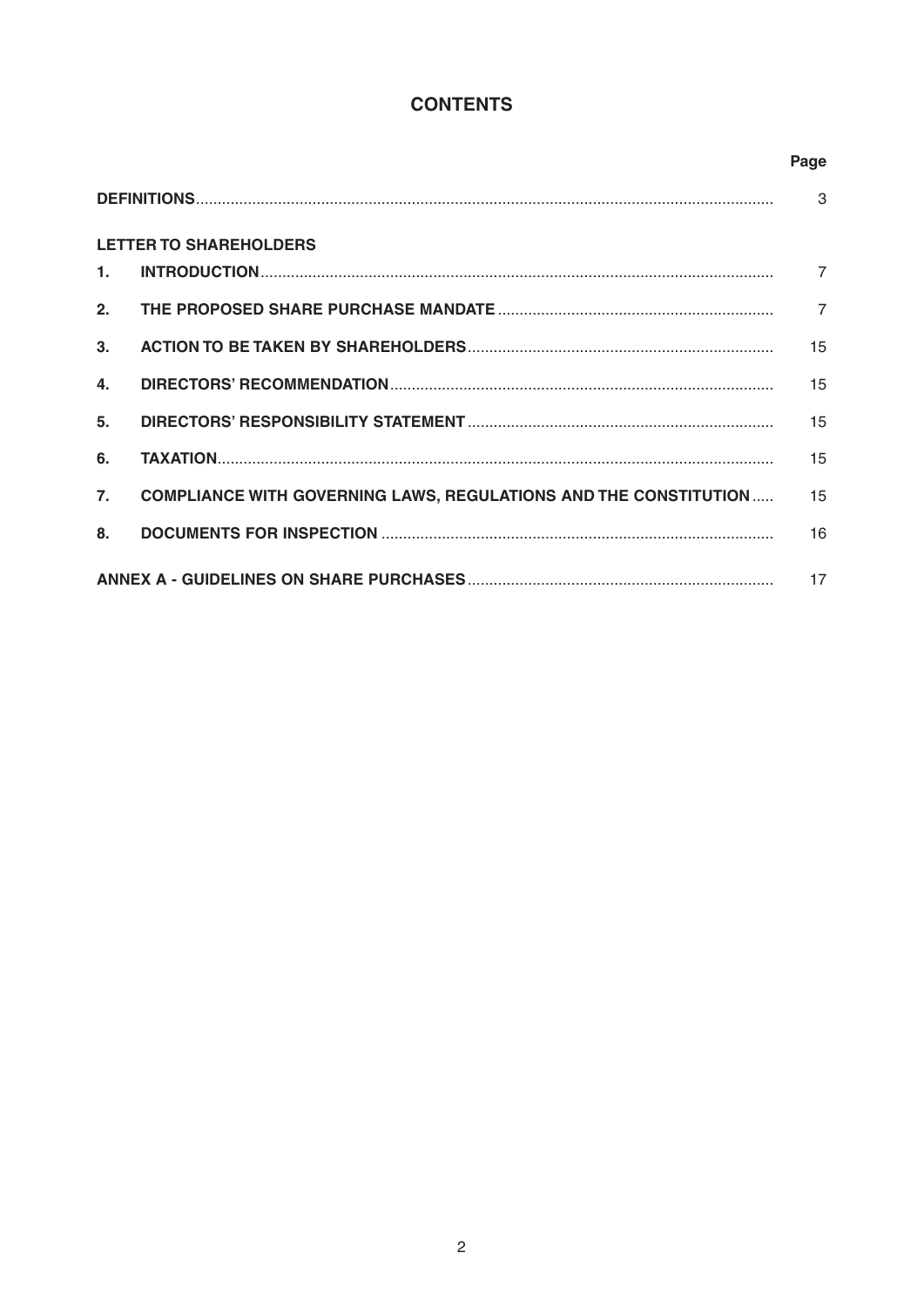# CONTENTS

| | | Page |
|---|---|---|
| **DEFINITIONS** | | 3 |
| **LETTER TO SHAREHOLDERS** | | |
| **1.** | **INTRODUCTION** | 7 |
| **2.** | **THE PROPOSED SHARE PURCHASE MANDATE** | 7 |
| **3.** | **ACTION TO BE TAKEN BY SHAREHOLDERS** | 15 |
| **4.** | **DIRECTORS' RECOMMENDATION** | 15 |
| **5.** | **DIRECTORS' RESPONSIBILITY STATEMENT** | 15 |
| **6.** | **TAXATION** | 15 |
| **7.** | **COMPLIANCE WITH GOVERNING LAWS, REGULATIONS AND THE CONSTITUTION** | 15 |
| **8.** | **DOCUMENTS FOR INSPECTION** | 16 |
| **ANNEX A - GUIDELINES ON SHARE PURCHASES** | | 17 |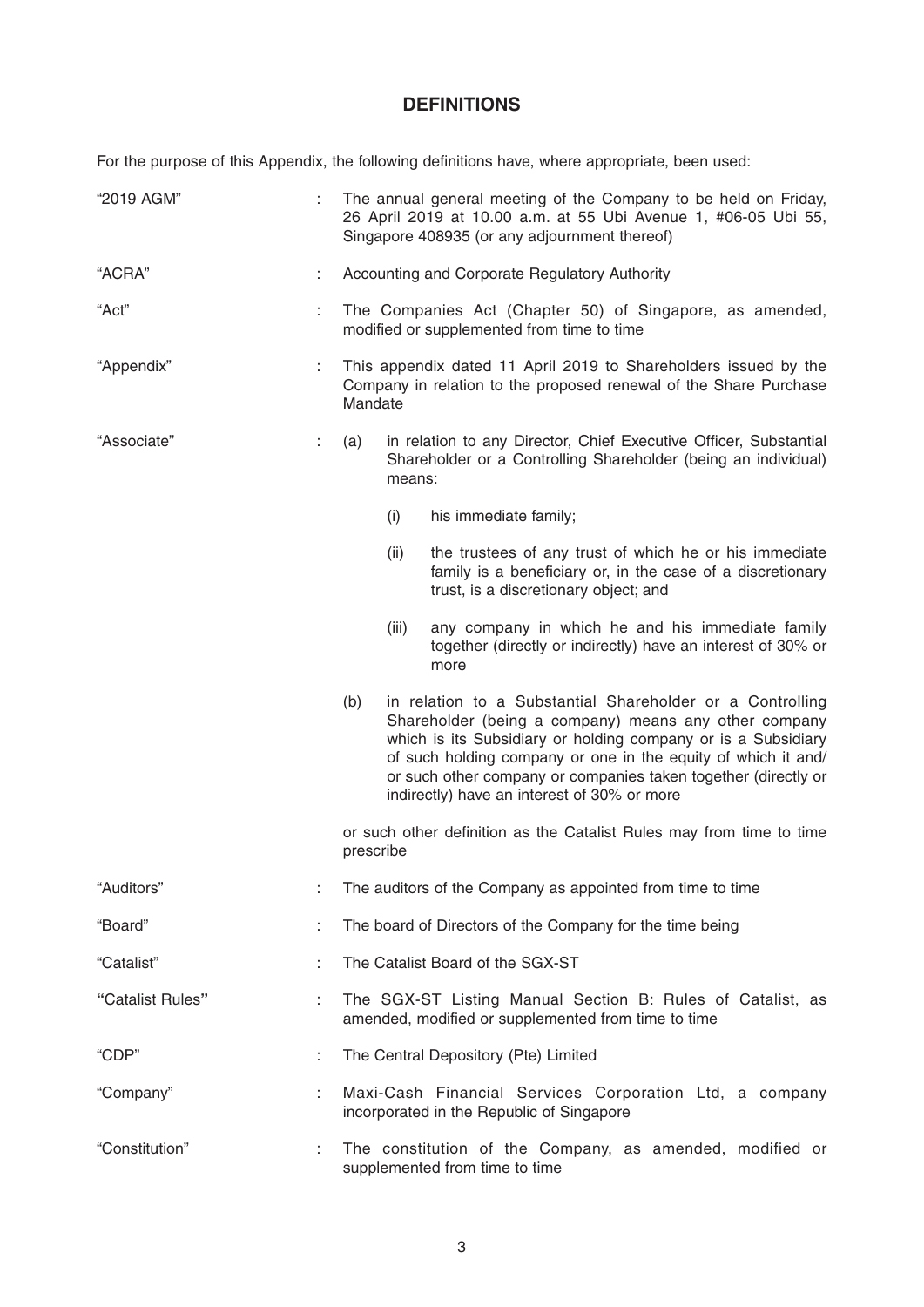# DEFINITIONS

For the purpose of this Appendix, the following definitions have, where appropriate, been used:

"2019 AGM" : The annual general meeting of the Company to be held on Friday, 26 April 2019 at 10.00 a.m. at 55 Ubi Avenue 1, #06-05 Ubi 55, Singapore 408935 (or any adjournment thereof)

"ACRA" : Accounting and Corporate Regulatory Authority

"Act" : The Companies Act (Chapter 50) of Singapore, as amended, modified or supplemented from time to time

"Appendix" : This appendix dated 11 April 2019 to Shareholders issued by the Company in relation to the proposed renewal of the Share Purchase Mandate

"Associate" :

(a) in relation to any Director, Chief Executive Officer, Substantial Shareholder or a Controlling Shareholder (being an individual) means:

   (i) his immediate family;

   (ii) the trustees of any trust of which he or his immediate family is a beneficiary or, in the case of a discretionary trust, is a discretionary object; and

   (iii) any company in which he and his immediate family together (directly or indirectly) have an interest of 30% or more

(b) in relation to a Substantial Shareholder or a Controlling Shareholder (being a company) means any other company which is its Subsidiary or holding company or is a Subsidiary of such holding company or one in the equity of which it and/or such other company or companies taken together (directly or indirectly) have an interest of 30% or more

or such other definition as the Catalist Rules may from time to time prescribe

"Auditors" : The auditors of the Company as appointed from time to time

"Board" : The board of Directors of the Company for the time being

"Catalist" : The Catalist Board of the SGX-ST

"Catalist Rules" : The SGX-ST Listing Manual Section B: Rules of Catalist, as amended, modified or supplemented from time to time

"CDP" : The Central Depository (Pte) Limited

"Company" : Maxi-Cash Financial Services Corporation Ltd, a company incorporated in the Republic of Singapore

"Constitution" : The constitution of the Company, as amended, modified or supplemented from time to time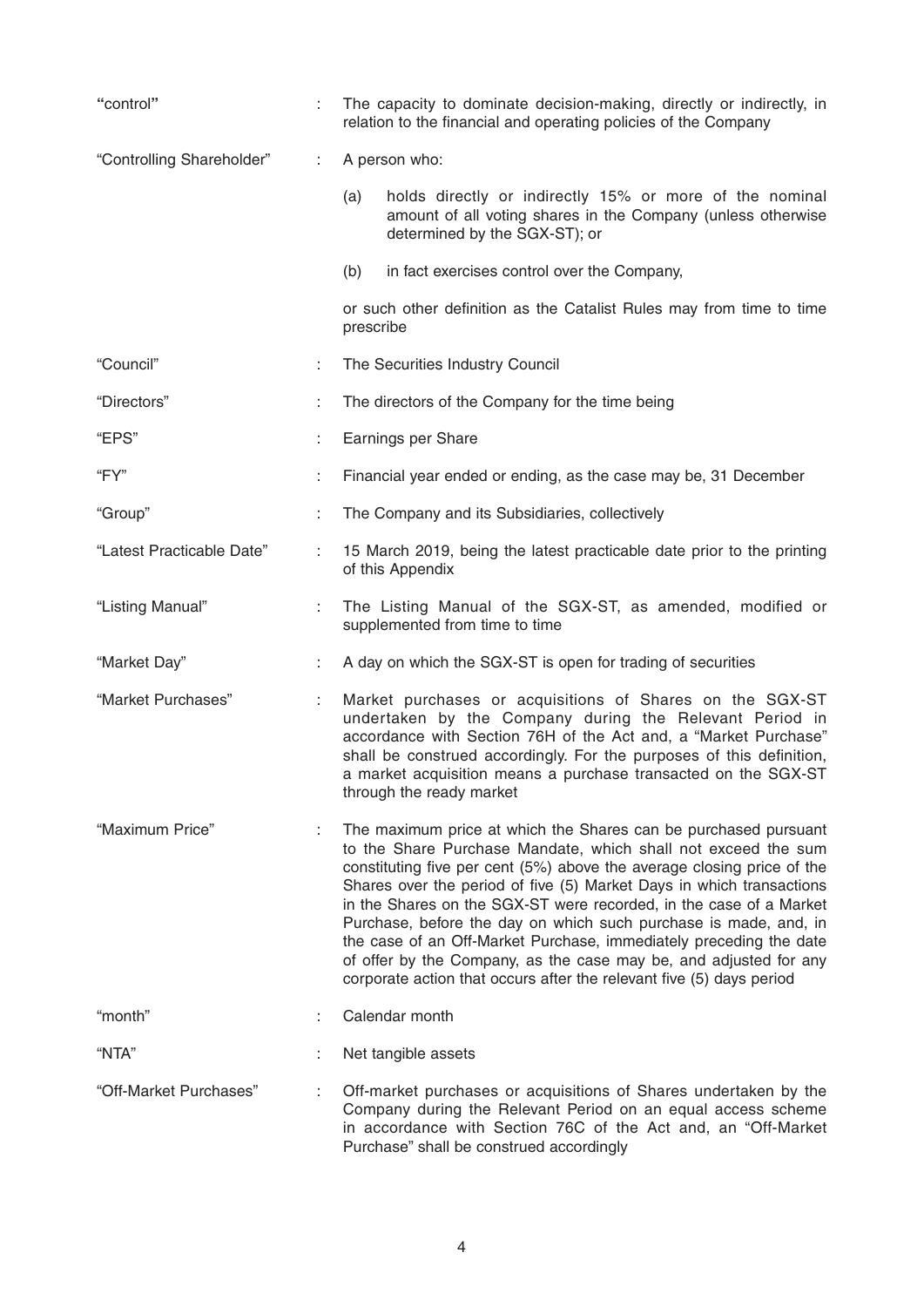| | | |
|---|---|---|
| "control" | : | The capacity to dominate decision-making, directly or indirectly, in relation to the financial and operating policies of the Company |
| "Controlling Shareholder" | : | A person who:<br><br>(a) holds directly or indirectly 15% or more of the nominal amount of all voting shares in the Company (unless otherwise determined by the SGX-ST); or<br><br>(b) in fact exercises control over the Company,<br><br>or such other definition as the Catalist Rules may from time to time prescribe |
| "Council" | : | The Securities Industry Council |
| "Directors" | : | The directors of the Company for the time being |
| "EPS" | : | Earnings per Share |
| "FY" | : | Financial year ended or ending, as the case may be, 31 December |
| "Group" | : | The Company and its Subsidiaries, collectively |
| "Latest Practicable Date" | : | 15 March 2019, being the latest practicable date prior to the printing of this Appendix |
| "Listing Manual" | : | The Listing Manual of the SGX-ST, as amended, modified or supplemented from time to time |
| "Market Day" | : | A day on which the SGX-ST is open for trading of securities |
| "Market Purchases" | : | Market purchases or acquisitions of Shares on the SGX-ST undertaken by the Company during the Relevant Period in accordance with Section 76H of the Act and, a "Market Purchase" shall be construed accordingly. For the purposes of this definition, a market acquisition means a purchase transacted on the SGX-ST through the ready market |
| "Maximum Price" | : | The maximum price at which the Shares can be purchased pursuant to the Share Purchase Mandate, which shall not exceed the sum constituting five per cent (5%) above the average closing price of the Shares over the period of five (5) Market Days in which transactions in the Shares on the SGX-ST were recorded, in the case of a Market Purchase, before the day on which such purchase is made, and, in the case of an Off-Market Purchase, immediately preceding the date of offer by the Company, as the case may be, and adjusted for any corporate action that occurs after the relevant five (5) days period |
| "month" | : | Calendar month |
| "NTA" | : | Net tangible assets |
| "Off-Market Purchases" | : | Off-market purchases or acquisitions of Shares undertaken by the Company during the Relevant Period on an equal access scheme in accordance with Section 76C of the Act and, an "Off-Market Purchase" shall be construed accordingly |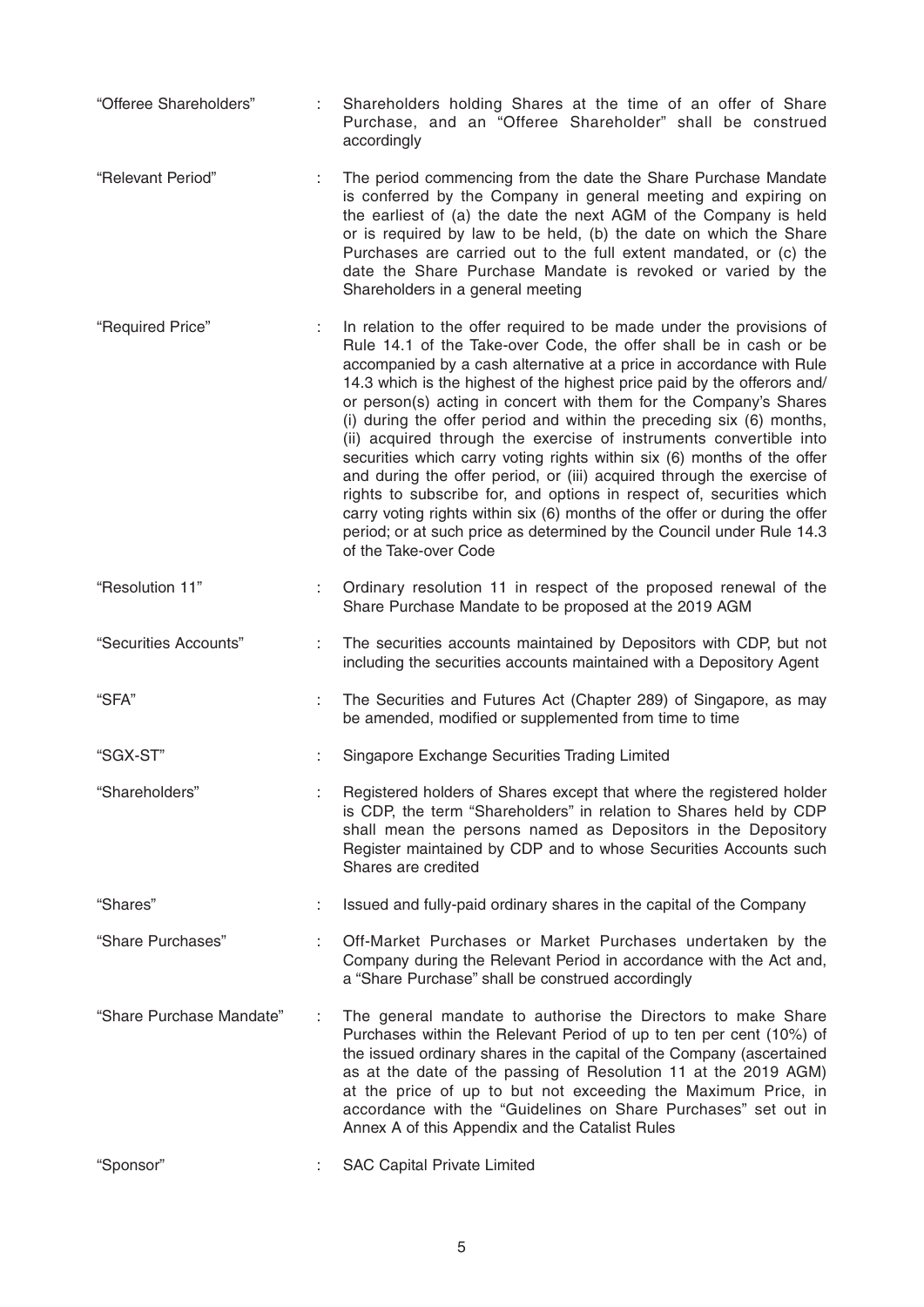| | | |
|---|---|---|
| "Offeree Shareholders" | : | Shareholders holding Shares at the time of an offer of Share Purchase, and an "Offeree Shareholder" shall be construed accordingly |
| "Relevant Period" | : | The period commencing from the date the Share Purchase Mandate is conferred by the Company in general meeting and expiring on the earliest of (a) the date the next AGM of the Company is held or is required by law to be held, (b) the date on which the Share Purchases are carried out to the full extent mandated, or (c) the date the Share Purchase Mandate is revoked or varied by the Shareholders in a general meeting |
| "Required Price" | : | In relation to the offer required to be made under the provisions of Rule 14.1 of the Take-over Code, the offer shall be in cash or be accompanied by a cash alternative at a price in accordance with Rule 14.3 which is the highest of the highest price paid by the offerors and/or person(s) acting in concert with them for the Company's Shares (i) during the offer period and within the preceding six (6) months, (ii) acquired through the exercise of instruments convertible into securities which carry voting rights within six (6) months of the offer and during the offer period, or (iii) acquired through the exercise of rights to subscribe for, and options in respect of, securities which carry voting rights within six (6) months of the offer or during the offer period; or at such price as determined by the Council under Rule 14.3 of the Take-over Code |
| "Resolution 11" | : | Ordinary resolution 11 in respect of the proposed renewal of the Share Purchase Mandate to be proposed at the 2019 AGM |
| "Securities Accounts" | : | The securities accounts maintained by Depositors with CDP, but not including the securities accounts maintained with a Depository Agent |
| "SFA" | : | The Securities and Futures Act (Chapter 289) of Singapore, as may be amended, modified or supplemented from time to time |
| "SGX-ST" | : | Singapore Exchange Securities Trading Limited |
| "Shareholders" | : | Registered holders of Shares except that where the registered holder is CDP, the term "Shareholders" in relation to Shares held by CDP shall mean the persons named as Depositors in the Depository Register maintained by CDP and to whose Securities Accounts such Shares are credited |
| "Shares" | : | Issued and fully-paid ordinary shares in the capital of the Company |
| "Share Purchases" | : | Off-Market Purchases or Market Purchases undertaken by the Company during the Relevant Period in accordance with the Act and, a "Share Purchase" shall be construed accordingly |
| "Share Purchase Mandate" | : | The general mandate to authorise the Directors to make Share Purchases within the Relevant Period of up to ten per cent (10%) of the issued ordinary shares in the capital of the Company (ascertained as at the date of the passing of Resolution 11 at the 2019 AGM) at the price of up to but not exceeding the Maximum Price, in accordance with the "Guidelines on Share Purchases" set out in Annex A of this Appendix and the Catalist Rules |
| "Sponsor" | : | SAC Capital Private Limited |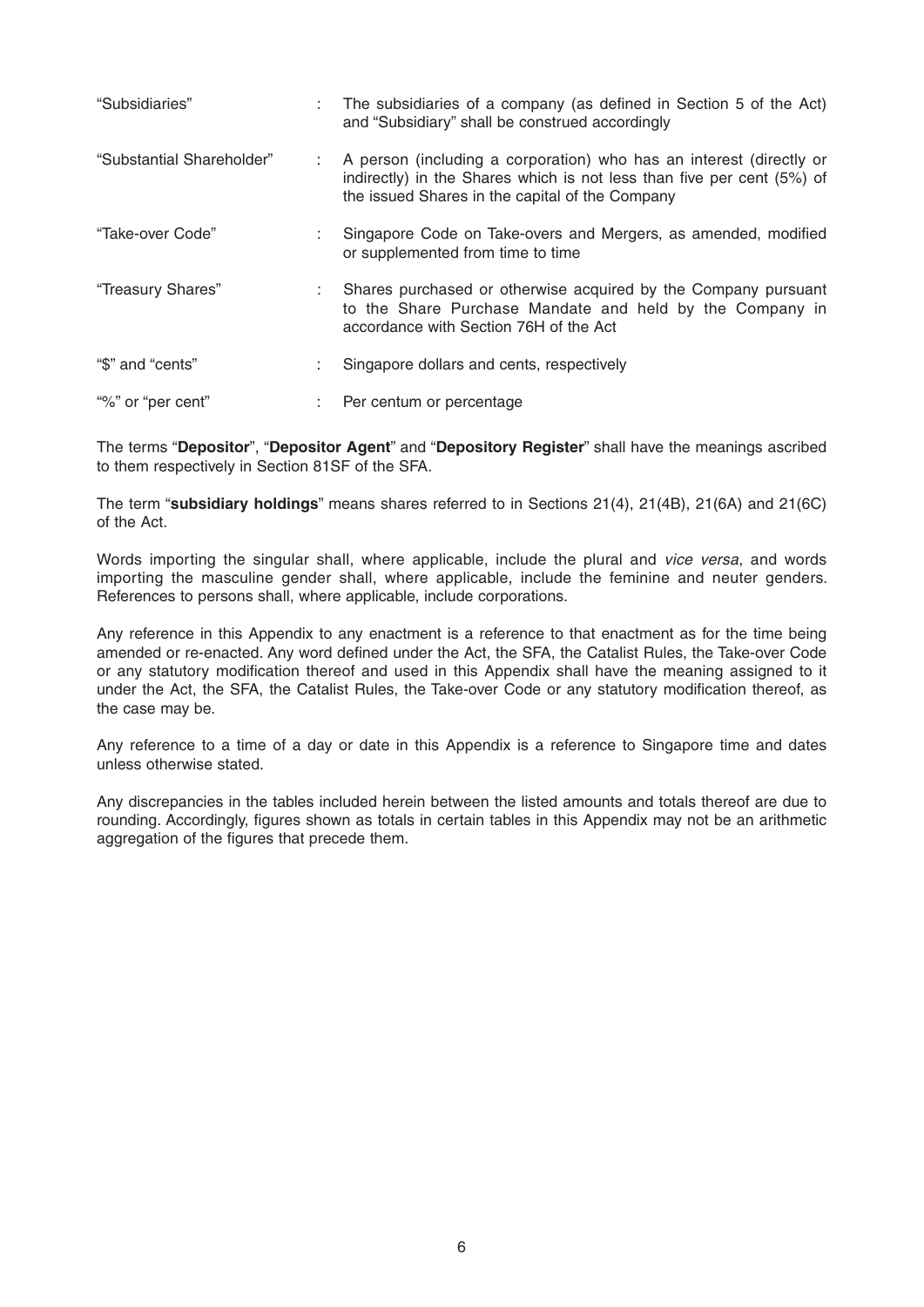| | | |
|---|---|---|
| "Subsidiaries" | : | The subsidiaries of a company (as defined in Section 5 of the Act) and "Subsidiary" shall be construed accordingly |
| "Substantial Shareholder" | : | A person (including a corporation) who has an interest (directly or indirectly) in the Shares which is not less than five per cent (5%) of the issued Shares in the capital of the Company |
| "Take-over Code" | : | Singapore Code on Take-overs and Mergers, as amended, modified or supplemented from time to time |
| "Treasury Shares" | : | Shares purchased or otherwise acquired by the Company pursuant to the Share Purchase Mandate and held by the Company in accordance with Section 76H of the Act |
| "$" and "cents" | : | Singapore dollars and cents, respectively |
| "%" or "per cent" | : | Per centum or percentage |

The terms "**Depositor**", "**Depositor Agent**" and "**Depository Register**" shall have the meanings ascribed to them respectively in Section 81SF of the SFA.

The term "**subsidiary holdings**" means shares referred to in Sections 21(4), 21(4B), 21(6A) and 21(6C) of the Act.

Words importing the singular shall, where applicable, include the plural and *vice versa*, and words importing the masculine gender shall, where applicable, include the feminine and neuter genders. References to persons shall, where applicable, include corporations.

Any reference in this Appendix to any enactment is a reference to that enactment as for the time being amended or re-enacted. Any word defined under the Act, the SFA, the Catalist Rules, the Take-over Code or any statutory modification thereof and used in this Appendix shall have the meaning assigned to it under the Act, the SFA, the Catalist Rules, the Take-over Code or any statutory modification thereof, as the case may be.

Any reference to a time of a day or date in this Appendix is a reference to Singapore time and dates unless otherwise stated.

Any discrepancies in the tables included herein between the listed amounts and totals thereof are due to rounding. Accordingly, figures shown as totals in certain tables in this Appendix may not be an arithmetic aggregation of the figures that precede them.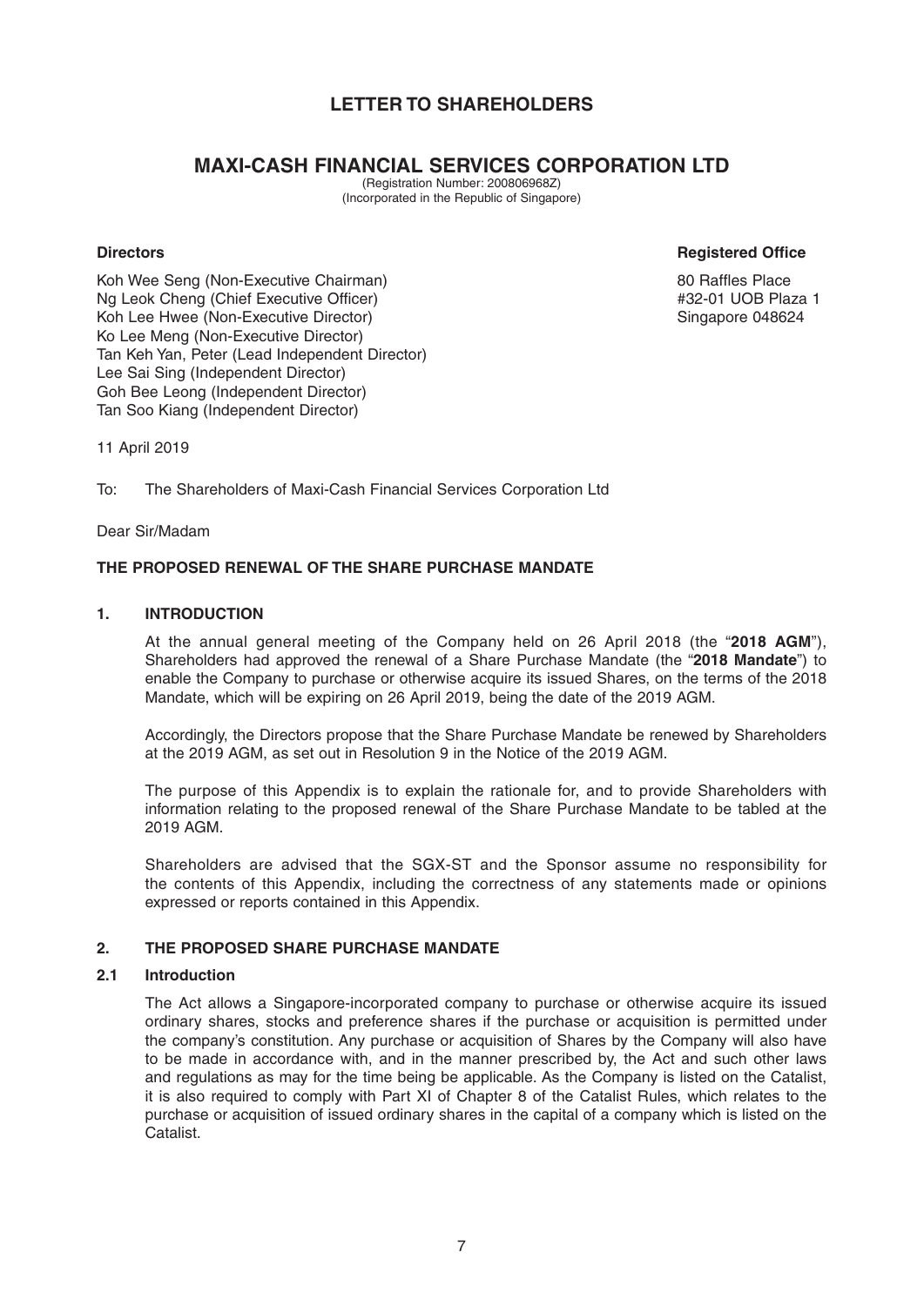# LETTER TO SHAREHOLDERS

## MAXI-CASH FINANCIAL SERVICES CORPORATION LTD

(Registration Number: 200806968Z)
(Incorporated in the Republic of Singapore)

**Directors**

Koh Wee Seng (Non-Executive Chairman)
Ng Leok Cheng (Chief Executive Officer)
Koh Lee Hwee (Non-Executive Director)
Ko Lee Meng (Non-Executive Director)
Tan Keh Yan, Peter (Lead Independent Director)
Lee Sai Sing (Independent Director)
Goh Bee Leong (Independent Director)
Tan Soo Kiang (Independent Director)

**Registered Office**

80 Raffles Place
#32-01 UOB Plaza 1
Singapore 048624

11 April 2019

To: The Shareholders of Maxi-Cash Financial Services Corporation Ltd

Dear Sir/Madam

**THE PROPOSED RENEWAL OF THE SHARE PURCHASE MANDATE**

**1. INTRODUCTION**

At the annual general meeting of the Company held on 26 April 2018 (the "**2018 AGM**"), Shareholders had approved the renewal of a Share Purchase Mandate (the "**2018 Mandate**") to enable the Company to purchase or otherwise acquire its issued Shares, on the terms of the 2018 Mandate, which will be expiring on 26 April 2019, being the date of the 2019 AGM.

Accordingly, the Directors propose that the Share Purchase Mandate be renewed by Shareholders at the 2019 AGM, as set out in Resolution 9 in the Notice of the 2019 AGM.

The purpose of this Appendix is to explain the rationale for, and to provide Shareholders with information relating to the proposed renewal of the Share Purchase Mandate to be tabled at the 2019 AGM.

Shareholders are advised that the SGX-ST and the Sponsor assume no responsibility for the contents of this Appendix, including the correctness of any statements made or opinions expressed or reports contained in this Appendix.

**2. THE PROPOSED SHARE PURCHASE MANDATE**

**2.1 Introduction**

The Act allows a Singapore-incorporated company to purchase or otherwise acquire its issued ordinary shares, stocks and preference shares if the purchase or acquisition is permitted under the company's constitution. Any purchase or acquisition of Shares by the Company will also have to be made in accordance with, and in the manner prescribed by, the Act and such other laws and regulations as may for the time being be applicable. As the Company is listed on the Catalist, it is also required to comply with Part XI of Chapter 8 of the Catalist Rules, which relates to the purchase or acquisition of issued ordinary shares in the capital of a company which is listed on the Catalist.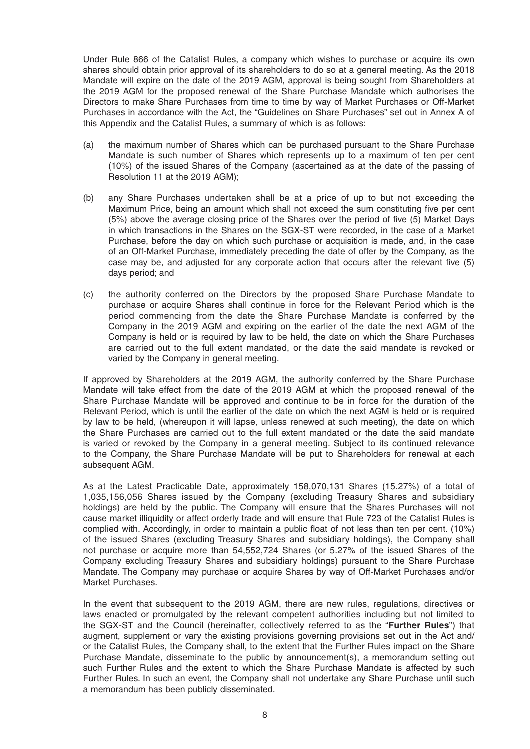Under Rule 866 of the Catalist Rules, a company which wishes to purchase or acquire its own shares should obtain prior approval of its shareholders to do so at a general meeting. As the 2018 Mandate will expire on the date of the 2019 AGM, approval is being sought from Shareholders at the 2019 AGM for the proposed renewal of the Share Purchase Mandate which authorises the Directors to make Share Purchases from time to time by way of Market Purchases or Off-Market Purchases in accordance with the Act, the "Guidelines on Share Purchases" set out in Annex A of this Appendix and the Catalist Rules, a summary of which is as follows:

(a) the maximum number of Shares which can be purchased pursuant to the Share Purchase Mandate is such number of Shares which represents up to a maximum of ten per cent (10%) of the issued Shares of the Company (ascertained as at the date of the passing of Resolution 11 at the 2019 AGM);

(b) any Share Purchases undertaken shall be at a price of up to but not exceeding the Maximum Price, being an amount which shall not exceed the sum constituting five per cent (5%) above the average closing price of the Shares over the period of five (5) Market Days in which transactions in the Shares on the SGX-ST were recorded, in the case of a Market Purchase, before the day on which such purchase or acquisition is made, and, in the case of an Off-Market Purchase, immediately preceding the date of offer by the Company, as the case may be, and adjusted for any corporate action that occurs after the relevant five (5) days period; and

(c) the authority conferred on the Directors by the proposed Share Purchase Mandate to purchase or acquire Shares shall continue in force for the Relevant Period which is the period commencing from the date the Share Purchase Mandate is conferred by the Company in the 2019 AGM and expiring on the earlier of the date the next AGM of the Company is held or is required by law to be held, the date on which the Share Purchases are carried out to the full extent mandated, or the date the said mandate is revoked or varied by the Company in general meeting.

If approved by Shareholders at the 2019 AGM, the authority conferred by the Share Purchase Mandate will take effect from the date of the 2019 AGM at which the proposed renewal of the Share Purchase Mandate will be approved and continue to be in force for the duration of the Relevant Period, which is until the earlier of the date on which the next AGM is held or is required by law to be held, (whereupon it will lapse, unless renewed at such meeting), the date on which the Share Purchases are carried out to the full extent mandated or the date the said mandate is varied or revoked by the Company in a general meeting. Subject to its continued relevance to the Company, the Share Purchase Mandate will be put to Shareholders for renewal at each subsequent AGM.

As at the Latest Practicable Date, approximately 158,070,131 Shares (15.27%) of a total of 1,035,156,056 Shares issued by the Company (excluding Treasury Shares and subsidiary holdings) are held by the public. The Company will ensure that the Shares Purchases will not cause market illiquidity or affect orderly trade and will ensure that Rule 723 of the Catalist Rules is complied with. Accordingly, in order to maintain a public float of not less than ten per cent. (10%) of the issued Shares (excluding Treasury Shares and subsidiary holdings), the Company shall not purchase or acquire more than 54,552,724 Shares (or 5.27% of the issued Shares of the Company excluding Treasury Shares and subsidiary holdings) pursuant to the Share Purchase Mandate. The Company may purchase or acquire Shares by way of Off-Market Purchases and/or Market Purchases.

In the event that subsequent to the 2019 AGM, there are new rules, regulations, directives or laws enacted or promulgated by the relevant competent authorities including but not limited to the SGX-ST and the Council (hereinafter, collectively referred to as the "**Further Rules**") that augment, supplement or vary the existing provisions governing provisions set out in the Act and/ or the Catalist Rules, the Company shall, to the extent that the Further Rules impact on the Share Purchase Mandate, disseminate to the public by announcement(s), a memorandum setting out such Further Rules and the extent to which the Share Purchase Mandate is affected by such Further Rules. In such an event, the Company shall not undertake any Share Purchase until such a memorandum has been publicly disseminated.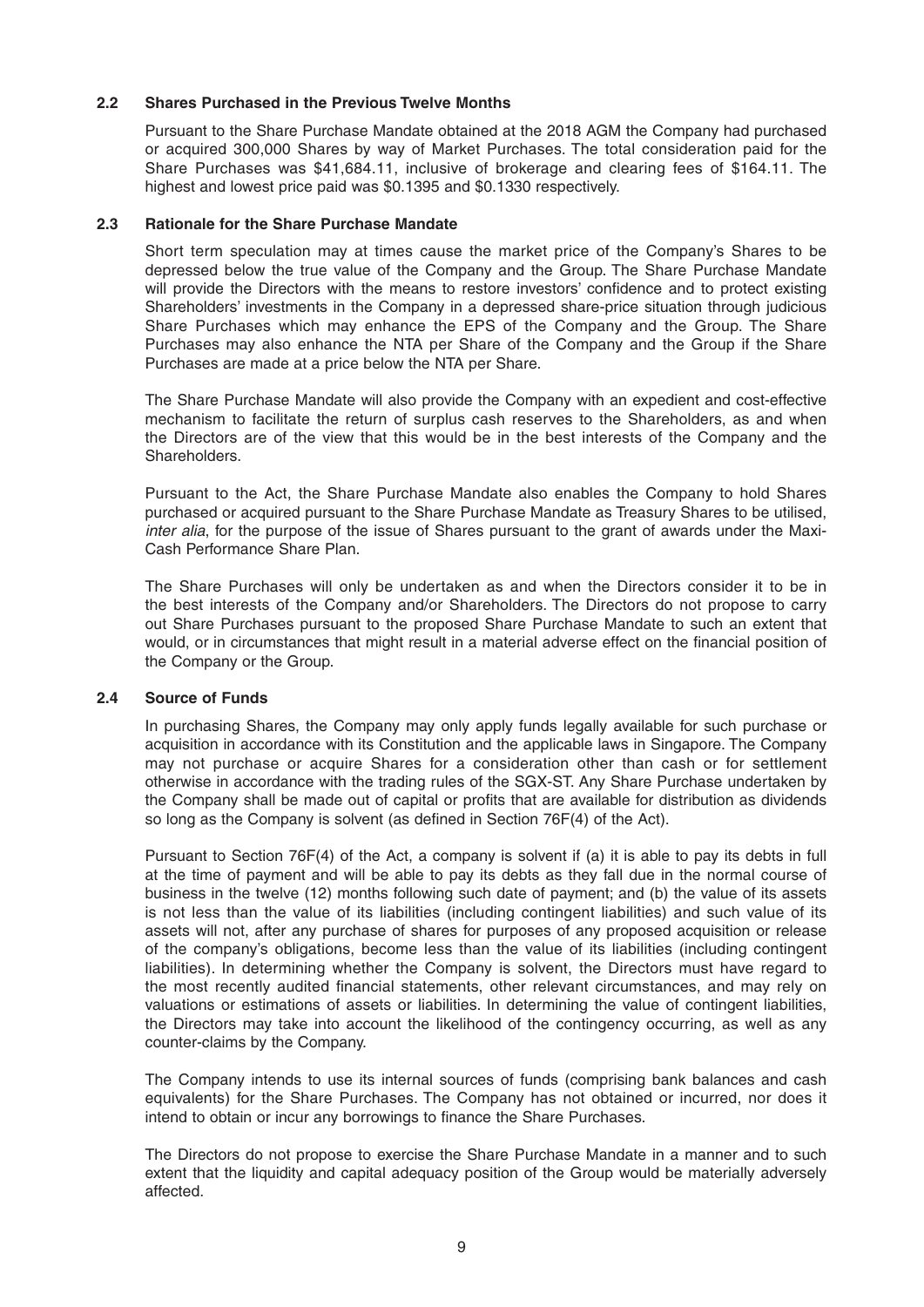### 2.2 Shares Purchased in the Previous Twelve Months

Pursuant to the Share Purchase Mandate obtained at the 2018 AGM the Company had purchased or acquired 300,000 Shares by way of Market Purchases. The total consideration paid for the Share Purchases was $41,684.11, inclusive of brokerage and clearing fees of $164.11. The highest and lowest price paid was $0.1395 and $0.1330 respectively.

### 2.3 Rationale for the Share Purchase Mandate

Short term speculation may at times cause the market price of the Company's Shares to be depressed below the true value of the Company and the Group. The Share Purchase Mandate will provide the Directors with the means to restore investors' confidence and to protect existing Shareholders' investments in the Company in a depressed share-price situation through judicious Share Purchases which may enhance the EPS of the Company and the Group. The Share Purchases may also enhance the NTA per Share of the Company and the Group if the Share Purchases are made at a price below the NTA per Share.

The Share Purchase Mandate will also provide the Company with an expedient and cost-effective mechanism to facilitate the return of surplus cash reserves to the Shareholders, as and when the Directors are of the view that this would be in the best interests of the Company and the Shareholders.

Pursuant to the Act, the Share Purchase Mandate also enables the Company to hold Shares purchased or acquired pursuant to the Share Purchase Mandate as Treasury Shares to be utilised, *inter alia*, for the purpose of the issue of Shares pursuant to the grant of awards under the Maxi-Cash Performance Share Plan.

The Share Purchases will only be undertaken as and when the Directors consider it to be in the best interests of the Company and/or Shareholders. The Directors do not propose to carry out Share Purchases pursuant to the proposed Share Purchase Mandate to such an extent that would, or in circumstances that might result in a material adverse effect on the financial position of the Company or the Group.

### 2.4 Source of Funds

In purchasing Shares, the Company may only apply funds legally available for such purchase or acquisition in accordance with its Constitution and the applicable laws in Singapore. The Company may not purchase or acquire Shares for a consideration other than cash or for settlement otherwise in accordance with the trading rules of the SGX-ST. Any Share Purchase undertaken by the Company shall be made out of capital or profits that are available for distribution as dividends so long as the Company is solvent (as defined in Section 76F(4) of the Act).

Pursuant to Section 76F(4) of the Act, a company is solvent if (a) it is able to pay its debts in full at the time of payment and will be able to pay its debts as they fall due in the normal course of business in the twelve (12) months following such date of payment; and (b) the value of its assets is not less than the value of its liabilities (including contingent liabilities) and such value of its assets will not, after any purchase of shares for purposes of any proposed acquisition or release of the company's obligations, become less than the value of its liabilities (including contingent liabilities). In determining whether the Company is solvent, the Directors must have regard to the most recently audited financial statements, other relevant circumstances, and may rely on valuations or estimations of assets or liabilities. In determining the value of contingent liabilities, the Directors may take into account the likelihood of the contingency occurring, as well as any counter-claims by the Company.

The Company intends to use its internal sources of funds (comprising bank balances and cash equivalents) for the Share Purchases. The Company has not obtained or incurred, nor does it intend to obtain or incur any borrowings to finance the Share Purchases.

The Directors do not propose to exercise the Share Purchase Mandate in a manner and to such extent that the liquidity and capital adequacy position of the Group would be materially adversely affected.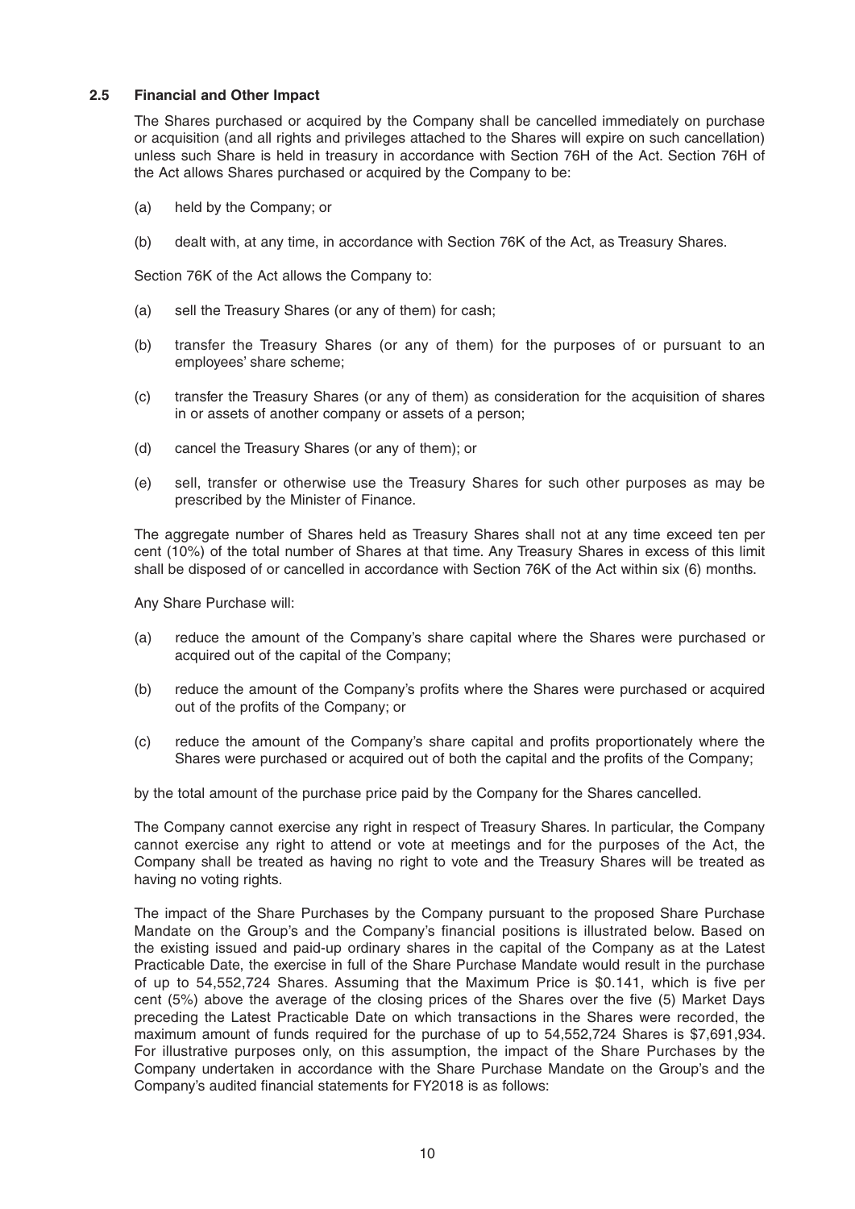### 2.5 Financial and Other Impact

The Shares purchased or acquired by the Company shall be cancelled immediately on purchase or acquisition (and all rights and privileges attached to the Shares will expire on such cancellation) unless such Share is held in treasury in accordance with Section 76H of the Act. Section 76H of the Act allows Shares purchased or acquired by the Company to be:

(a) held by the Company; or

(b) dealt with, at any time, in accordance with Section 76K of the Act, as Treasury Shares.

Section 76K of the Act allows the Company to:

(a) sell the Treasury Shares (or any of them) for cash;

(b) transfer the Treasury Shares (or any of them) for the purposes of or pursuant to an employees' share scheme;

(c) transfer the Treasury Shares (or any of them) as consideration for the acquisition of shares in or assets of another company or assets of a person;

(d) cancel the Treasury Shares (or any of them); or

(e) sell, transfer or otherwise use the Treasury Shares for such other purposes as may be prescribed by the Minister of Finance.

The aggregate number of Shares held as Treasury Shares shall not at any time exceed ten per cent (10%) of the total number of Shares at that time. Any Treasury Shares in excess of this limit shall be disposed of or cancelled in accordance with Section 76K of the Act within six (6) months.

Any Share Purchase will:

(a) reduce the amount of the Company's share capital where the Shares were purchased or acquired out of the capital of the Company;

(b) reduce the amount of the Company's profits where the Shares were purchased or acquired out of the profits of the Company; or

(c) reduce the amount of the Company's share capital and profits proportionately where the Shares were purchased or acquired out of both the capital and the profits of the Company;

by the total amount of the purchase price paid by the Company for the Shares cancelled.

The Company cannot exercise any right in respect of Treasury Shares. In particular, the Company cannot exercise any right to attend or vote at meetings and for the purposes of the Act, the Company shall be treated as having no right to vote and the Treasury Shares will be treated as having no voting rights.

The impact of the Share Purchases by the Company pursuant to the proposed Share Purchase Mandate on the Group's and the Company's financial positions is illustrated below. Based on the existing issued and paid-up ordinary shares in the capital of the Company as at the Latest Practicable Date, the exercise in full of the Share Purchase Mandate would result in the purchase of up to 54,552,724 Shares. Assuming that the Maximum Price is \$0.141, which is five per cent (5%) above the average of the closing prices of the Shares over the five (5) Market Days preceding the Latest Practicable Date on which transactions in the Shares were recorded, the maximum amount of funds required for the purchase of up to 54,552,724 Shares is \$7,691,934. For illustrative purposes only, on this assumption, the impact of the Share Purchases by the Company undertaken in accordance with the Share Purchase Mandate on the Group's and the Company's audited financial statements for FY2018 is as follows: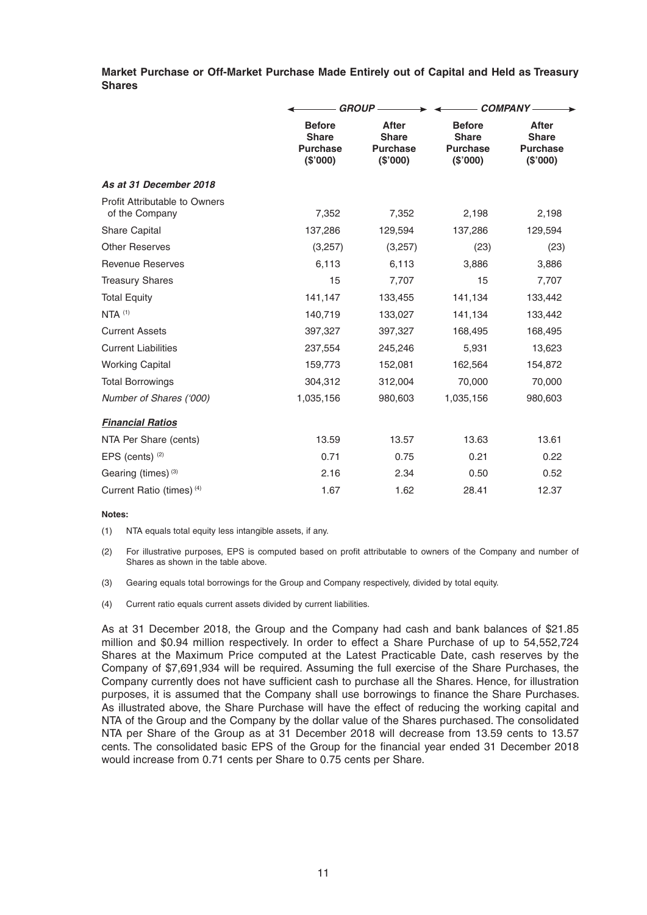**Market Purchase or Off-Market Purchase Made Entirely out of Capital and Held as Treasury Shares**

| | GROUP | | COMPANY | |
|---|---|---|---|---|
| | Before Share Purchase ($'000) | After Share Purchase ($'000) | Before Share Purchase ($'000) | After Share Purchase ($'000) |
| ***As at 31 December 2018*** | | | | |
| Profit Attributable to Owners of the Company | 7,352 | 7,352 | 2,198 | 2,198 |
| Share Capital | 137,286 | 129,594 | 137,286 | 129,594 |
| Other Reserves | (3,257) | (3,257) | (23) | (23) |
| Revenue Reserves | 6,113 | 6,113 | 3,886 | 3,886 |
| Treasury Shares | 15 | 7,707 | 15 | 7,707 |
| Total Equity | 141,147 | 133,455 | 141,134 | 133,442 |
| NTA [(1)] | 140,719 | 133,027 | 141,134 | 133,442 |
| Current Assets | 397,327 | 397,327 | 168,495 | 168,495 |
| Current Liabilities | 237,554 | 245,246 | 5,931 | 13,623 |
| Working Capital | 159,773 | 152,081 | 162,564 | 154,872 |
| Total Borrowings | 304,312 | 312,004 | 70,000 | 70,000 |
| *Number of Shares ('000)* | 1,035,156 | 980,603 | 1,035,156 | 980,603 |
| ***Financial Ratios*** | | | | |
| NTA Per Share (cents) | 13.59 | 13.57 | 13.63 | 13.61 |
| EPS (cents) [(2)] | 0.71 | 0.75 | 0.21 | 0.22 |
| Gearing (times) [(3)] | 2.16 | 2.34 | 0.50 | 0.52 |
| Current Ratio (times) [(4)] | 1.67 | 1.62 | 28.41 | 12.37 |

**Notes:**

(1) NTA equals total equity less intangible assets, if any.

(2) For illustrative purposes, EPS is computed based on profit attributable to owners of the Company and number of Shares as shown in the table above.

(3) Gearing equals total borrowings for the Group and Company respectively, divided by total equity.

(4) Current ratio equals current assets divided by current liabilities.

As at 31 December 2018, the Group and the Company had cash and bank balances of $21.85 million and $0.94 million respectively. In order to effect a Share Purchase of up to 54,552,724 Shares at the Maximum Price computed at the Latest Practicable Date, cash reserves by the Company of $7,691,934 will be required. Assuming the full exercise of the Share Purchases, the Company currently does not have sufficient cash to purchase all the Shares. Hence, for illustration purposes, it is assumed that the Company shall use borrowings to finance the Share Purchases. As illustrated above, the Share Purchase will have the effect of reducing the working capital and NTA of the Group and the Company by the dollar value of the Shares purchased. The consolidated NTA per Share of the Group as at 31 December 2018 will decrease from 13.59 cents to 13.57 cents. The consolidated basic EPS of the Group for the financial year ended 31 December 2018 would increase from 0.71 cents per Share to 0.75 cents per Share.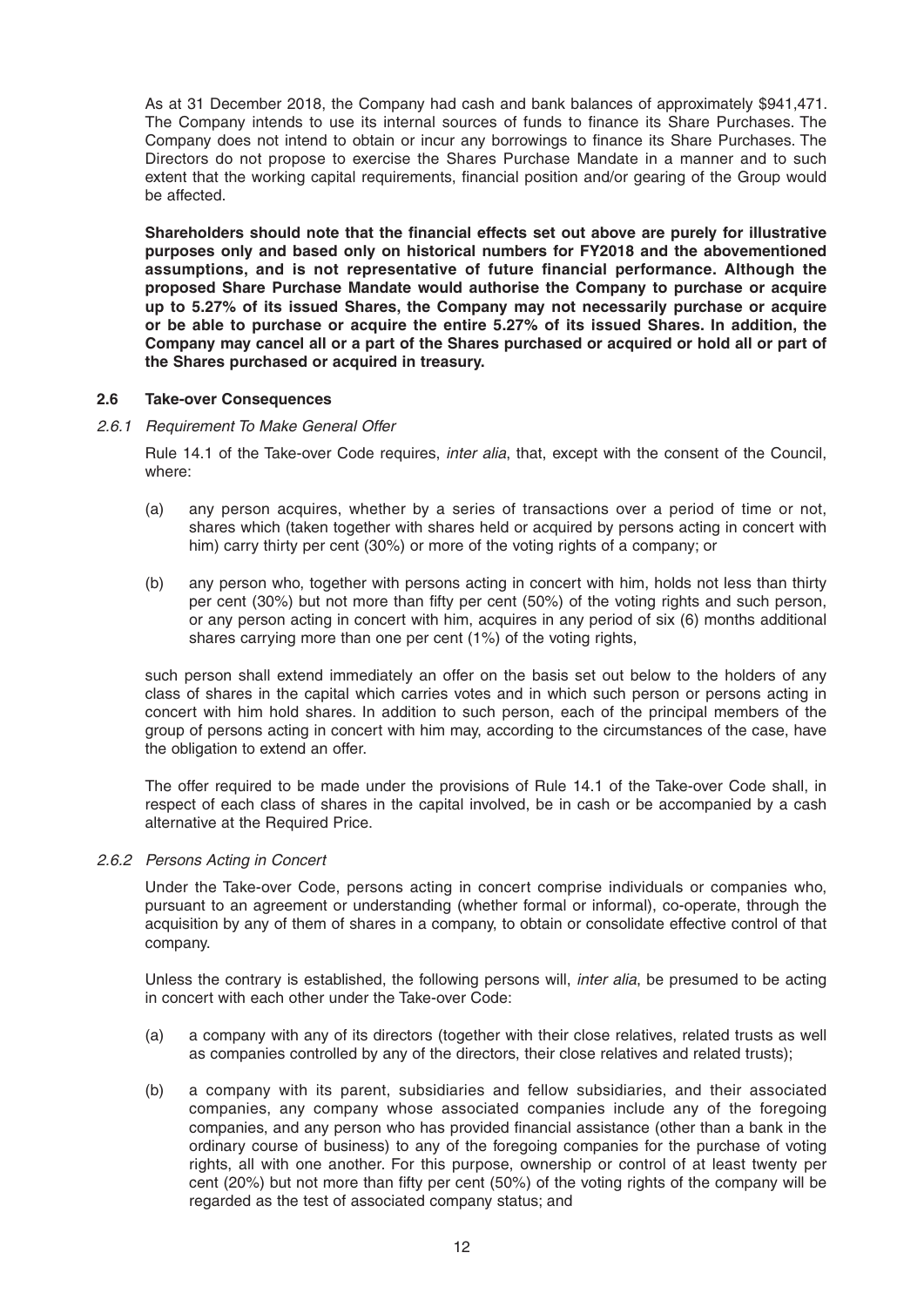As at 31 December 2018, the Company had cash and bank balances of approximately $941,471. The Company intends to use its internal sources of funds to finance its Share Purchases. The Company does not intend to obtain or incur any borrowings to finance its Share Purchases. The Directors do not propose to exercise the Shares Purchase Mandate in a manner and to such extent that the working capital requirements, financial position and/or gearing of the Group would be affected.

**Shareholders should note that the financial effects set out above are purely for illustrative purposes only and based only on historical numbers for FY2018 and the abovementioned assumptions, and is not representative of future financial performance. Although the proposed Share Purchase Mandate would authorise the Company to purchase or acquire up to 5.27% of its issued Shares, the Company may not necessarily purchase or acquire or be able to purchase or acquire the entire 5.27% of its issued Shares. In addition, the Company may cancel all or a part of the Shares purchased or acquired or hold all or part of the Shares purchased or acquired in treasury.**

### 2.6 Take-over Consequences

#### *2.6.1 Requirement To Make General Offer*

Rule 14.1 of the Take-over Code requires, *inter alia*, that, except with the consent of the Council, where:

(a) any person acquires, whether by a series of transactions over a period of time or not, shares which (taken together with shares held or acquired by persons acting in concert with him) carry thirty per cent (30%) or more of the voting rights of a company; or

(b) any person who, together with persons acting in concert with him, holds not less than thirty per cent (30%) but not more than fifty per cent (50%) of the voting rights and such person, or any person acting in concert with him, acquires in any period of six (6) months additional shares carrying more than one per cent (1%) of the voting rights,

such person shall extend immediately an offer on the basis set out below to the holders of any class of shares in the capital which carries votes and in which such person or persons acting in concert with him hold shares. In addition to such person, each of the principal members of the group of persons acting in concert with him may, according to the circumstances of the case, have the obligation to extend an offer.

The offer required to be made under the provisions of Rule 14.1 of the Take-over Code shall, in respect of each class of shares in the capital involved, be in cash or be accompanied by a cash alternative at the Required Price.

#### *2.6.2 Persons Acting in Concert*

Under the Take-over Code, persons acting in concert comprise individuals or companies who, pursuant to an agreement or understanding (whether formal or informal), co-operate, through the acquisition by any of them of shares in a company, to obtain or consolidate effective control of that company.

Unless the contrary is established, the following persons will, *inter alia*, be presumed to be acting in concert with each other under the Take-over Code:

(a) a company with any of its directors (together with their close relatives, related trusts as well as companies controlled by any of the directors, their close relatives and related trusts);

(b) a company with its parent, subsidiaries and fellow subsidiaries, and their associated companies, any company whose associated companies include any of the foregoing companies, and any person who has provided financial assistance (other than a bank in the ordinary course of business) to any of the foregoing companies for the purchase of voting rights, all with one another. For this purpose, ownership or control of at least twenty per cent (20%) but not more than fifty per cent (50%) of the voting rights of the company will be regarded as the test of associated company status; and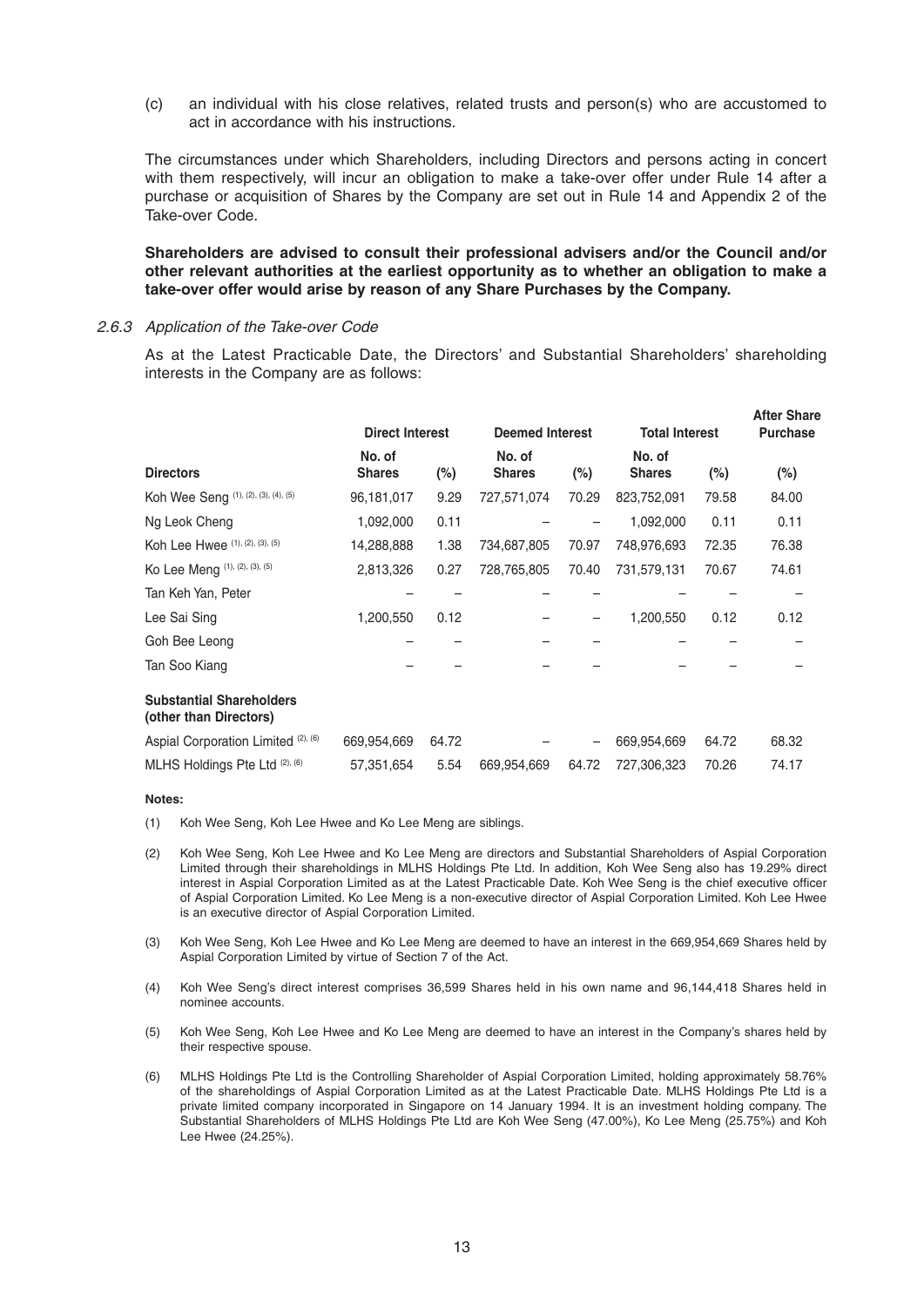(c) an individual with his close relatives, related trusts and person(s) who are accustomed to act in accordance with his instructions.

The circumstances under which Shareholders, including Directors and persons acting in concert with them respectively, will incur an obligation to make a take-over offer under Rule 14 after a purchase or acquisition of Shares by the Company are set out in Rule 14 and Appendix 2 of the Take-over Code.

**Shareholders are advised to consult their professional advisers and/or the Council and/or other relevant authorities at the earliest opportunity as to whether an obligation to make a take-over offer would arise by reason of any Share Purchases by the Company.**

*2.6.3 Application of the Take-over Code*

As at the Latest Practicable Date, the Directors' and Substantial Shareholders' shareholding interests in the Company are as follows:

| | Direct Interest | | Deemed Interest | | Total Interest | | After Share Purchase |
|---|---|---|---|---|---|---|---|
| **Directors** | **No. of Shares** | **(%)** | **No. of Shares** | **(%)** | **No. of Shares** | **(%)** | **(%)** |
| Koh Wee Seng (1), (2), (3), (4), (5) | 96,181,017 | 9.29 | 727,571,074 | 70.29 | 823,752,091 | 79.58 | 84.00 |
| Ng Leok Cheng | 1,092,000 | 0.11 | – | – | 1,092,000 | 0.11 | 0.11 |
| Koh Lee Hwee (1), (2), (3), (5) | 14,288,888 | 1.38 | 734,687,805 | 70.97 | 748,976,693 | 72.35 | 76.38 |
| Ko Lee Meng (1), (2), (3), (5) | 2,813,326 | 0.27 | 728,765,805 | 70.40 | 731,579,131 | 70.67 | 74.61 |
| Tan Keh Yan, Peter | – | – | – | – | – | – | – |
| Lee Sai Sing | 1,200,550 | 0.12 | – | – | 1,200,550 | 0.12 | 0.12 |
| Goh Bee Leong | – | – | – | – | – | – | – |
| Tan Soo Kiang | – | – | – | – | – | – | – |
| **Substantial Shareholders (other than Directors)** | | | | | | | |
| Aspial Corporation Limited (2), (6) | 669,954,669 | 64.72 | – | – | 669,954,669 | 64.72 | 68.32 |
| MLHS Holdings Pte Ltd (2), (6) | 57,351,654 | 5.54 | 669,954,669 | 64.72 | 727,306,323 | 70.26 | 74.17 |

**Notes:**

(1) Koh Wee Seng, Koh Lee Hwee and Ko Lee Meng are siblings.

(2) Koh Wee Seng, Koh Lee Hwee and Ko Lee Meng are directors and Substantial Shareholders of Aspial Corporation Limited through their shareholdings in MLHS Holdings Pte Ltd. In addition, Koh Wee Seng also has 19.29% direct interest in Aspial Corporation Limited as at the Latest Practicable Date. Koh Wee Seng is the chief executive officer of Aspial Corporation Limited. Ko Lee Meng is a non-executive director of Aspial Corporation Limited. Koh Lee Hwee is an executive director of Aspial Corporation Limited.

(3) Koh Wee Seng, Koh Lee Hwee and Ko Lee Meng are deemed to have an interest in the 669,954,669 Shares held by Aspial Corporation Limited by virtue of Section 7 of the Act.

(4) Koh Wee Seng's direct interest comprises 36,599 Shares held in his own name and 96,144,418 Shares held in nominee accounts.

(5) Koh Wee Seng, Koh Lee Hwee and Ko Lee Meng are deemed to have an interest in the Company's shares held by their respective spouse.

(6) MLHS Holdings Pte Ltd is the Controlling Shareholder of Aspial Corporation Limited, holding approximately 58.76% of the shareholdings of Aspial Corporation Limited as at the Latest Practicable Date. MLHS Holdings Pte Ltd is a private limited company incorporated in Singapore on 14 January 1994. It is an investment holding company. The Substantial Shareholders of MLHS Holdings Pte Ltd are Koh Wee Seng (47.00%), Ko Lee Meng (25.75%) and Koh Lee Hwee (24.25%).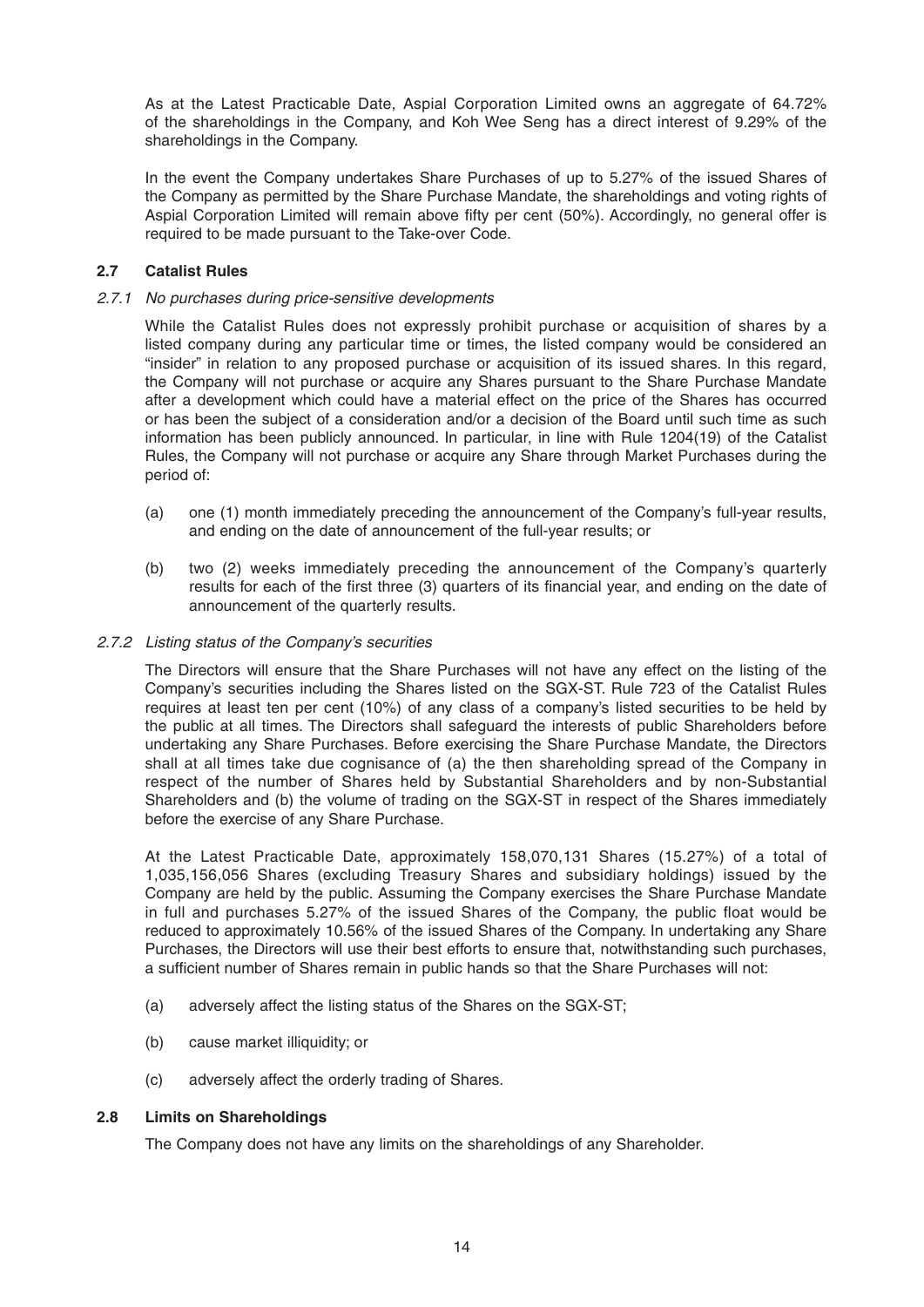As at the Latest Practicable Date, Aspial Corporation Limited owns an aggregate of 64.72% of the shareholdings in the Company, and Koh Wee Seng has a direct interest of 9.29% of the shareholdings in the Company.

In the event the Company undertakes Share Purchases of up to 5.27% of the issued Shares of the Company as permitted by the Share Purchase Mandate, the shareholdings and voting rights of Aspial Corporation Limited will remain above fifty per cent (50%). Accordingly, no general offer is required to be made pursuant to the Take-over Code.

### 2.7 Catalist Rules

#### *2.7.1 No purchases during price-sensitive developments*

While the Catalist Rules does not expressly prohibit purchase or acquisition of shares by a listed company during any particular time or times, the listed company would be considered an "insider" in relation to any proposed purchase or acquisition of its issued shares. In this regard, the Company will not purchase or acquire any Shares pursuant to the Share Purchase Mandate after a development which could have a material effect on the price of the Shares has occurred or has been the subject of a consideration and/or a decision of the Board until such time as such information has been publicly announced. In particular, in line with Rule 1204(19) of the Catalist Rules, the Company will not purchase or acquire any Share through Market Purchases during the period of:

(a) one (1) month immediately preceding the announcement of the Company's full-year results, and ending on the date of announcement of the full-year results; or

(b) two (2) weeks immediately preceding the announcement of the Company's quarterly results for each of the first three (3) quarters of its financial year, and ending on the date of announcement of the quarterly results.

#### *2.7.2 Listing status of the Company's securities*

The Directors will ensure that the Share Purchases will not have any effect on the listing of the Company's securities including the Shares listed on the SGX-ST. Rule 723 of the Catalist Rules requires at least ten per cent (10%) of any class of a company's listed securities to be held by the public at all times. The Directors shall safeguard the interests of public Shareholders before undertaking any Share Purchases. Before exercising the Share Purchase Mandate, the Directors shall at all times take due cognisance of (a) the then shareholding spread of the Company in respect of the number of Shares held by Substantial Shareholders and by non-Substantial Shareholders and (b) the volume of trading on the SGX-ST in respect of the Shares immediately before the exercise of any Share Purchase.

At the Latest Practicable Date, approximately 158,070,131 Shares (15.27%) of a total of 1,035,156,056 Shares (excluding Treasury Shares and subsidiary holdings) issued by the Company are held by the public. Assuming the Company exercises the Share Purchase Mandate in full and purchases 5.27% of the issued Shares of the Company, the public float would be reduced to approximately 10.56% of the issued Shares of the Company. In undertaking any Share Purchases, the Directors will use their best efforts to ensure that, notwithstanding such purchases, a sufficient number of Shares remain in public hands so that the Share Purchases will not:

(a) adversely affect the listing status of the Shares on the SGX-ST;

(b) cause market illiquidity; or

(c) adversely affect the orderly trading of Shares.

### 2.8 Limits on Shareholdings

The Company does not have any limits on the shareholdings of any Shareholder.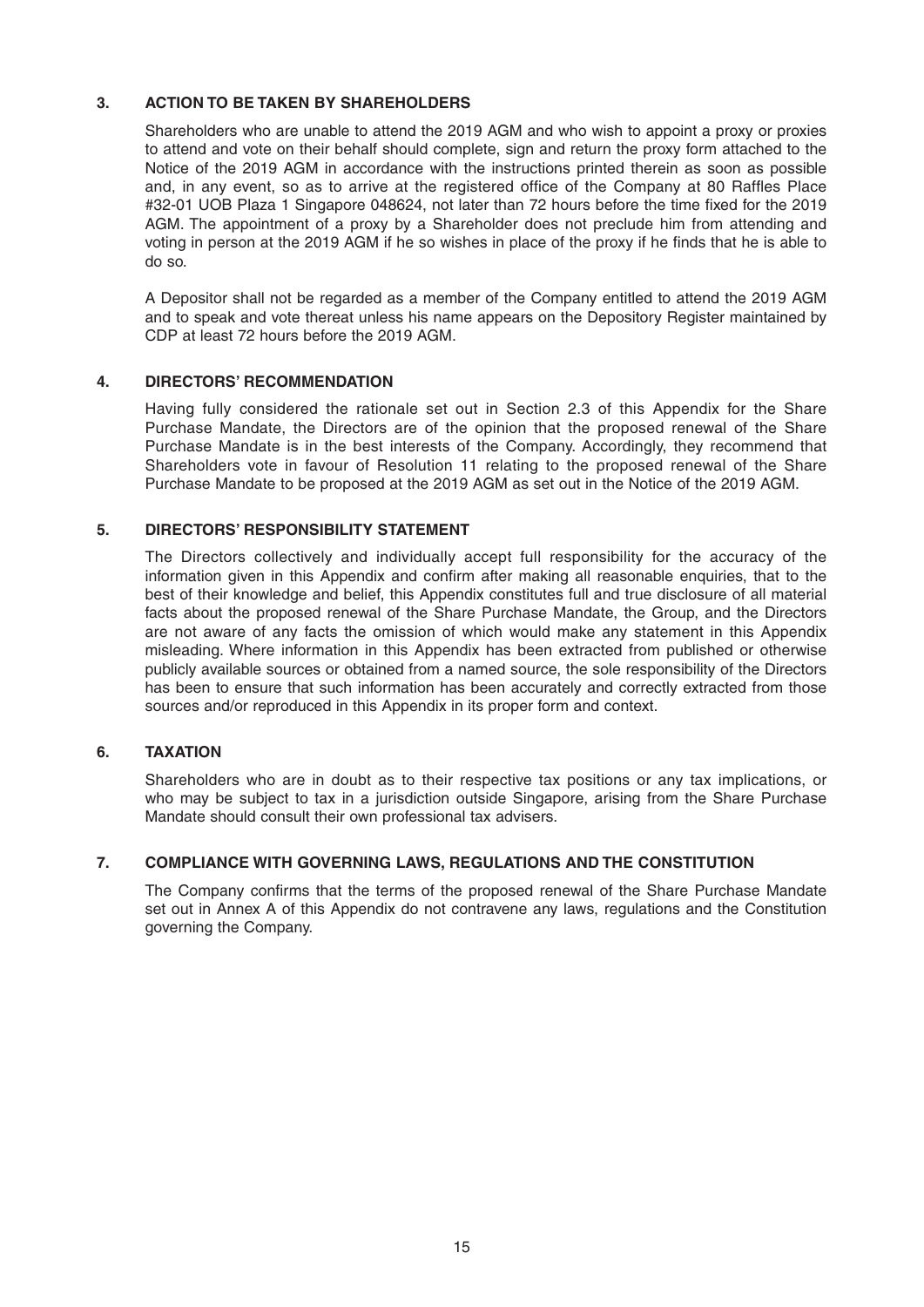## 3. ACTION TO BE TAKEN BY SHAREHOLDERS

Shareholders who are unable to attend the 2019 AGM and who wish to appoint a proxy or proxies to attend and vote on their behalf should complete, sign and return the proxy form attached to the Notice of the 2019 AGM in accordance with the instructions printed therein as soon as possible and, in any event, so as to arrive at the registered office of the Company at 80 Raffles Place #32-01 UOB Plaza 1 Singapore 048624, not later than 72 hours before the time fixed for the 2019 AGM. The appointment of a proxy by a Shareholder does not preclude him from attending and voting in person at the 2019 AGM if he so wishes in place of the proxy if he finds that he is able to do so.

A Depositor shall not be regarded as a member of the Company entitled to attend the 2019 AGM and to speak and vote thereat unless his name appears on the Depository Register maintained by CDP at least 72 hours before the 2019 AGM.

## 4. DIRECTORS' RECOMMENDATION

Having fully considered the rationale set out in Section 2.3 of this Appendix for the Share Purchase Mandate, the Directors are of the opinion that the proposed renewal of the Share Purchase Mandate is in the best interests of the Company. Accordingly, they recommend that Shareholders vote in favour of Resolution 11 relating to the proposed renewal of the Share Purchase Mandate to be proposed at the 2019 AGM as set out in the Notice of the 2019 AGM.

## 5. DIRECTORS' RESPONSIBILITY STATEMENT

The Directors collectively and individually accept full responsibility for the accuracy of the information given in this Appendix and confirm after making all reasonable enquiries, that to the best of their knowledge and belief, this Appendix constitutes full and true disclosure of all material facts about the proposed renewal of the Share Purchase Mandate, the Group, and the Directors are not aware of any facts the omission of which would make any statement in this Appendix misleading. Where information in this Appendix has been extracted from published or otherwise publicly available sources or obtained from a named source, the sole responsibility of the Directors has been to ensure that such information has been accurately and correctly extracted from those sources and/or reproduced in this Appendix in its proper form and context.

## 6. TAXATION

Shareholders who are in doubt as to their respective tax positions or any tax implications, or who may be subject to tax in a jurisdiction outside Singapore, arising from the Share Purchase Mandate should consult their own professional tax advisers.

## 7. COMPLIANCE WITH GOVERNING LAWS, REGULATIONS AND THE CONSTITUTION

The Company confirms that the terms of the proposed renewal of the Share Purchase Mandate set out in Annex A of this Appendix do not contravene any laws, regulations and the Constitution governing the Company.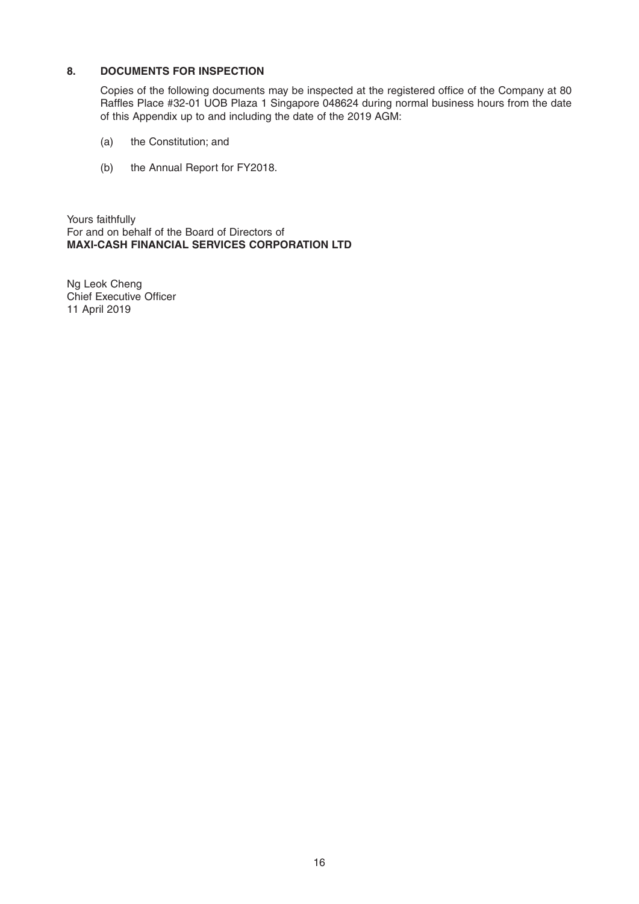## 8. DOCUMENTS FOR INSPECTION

Copies of the following documents may be inspected at the registered office of the Company at 80 Raffles Place #32-01 UOB Plaza 1 Singapore 048624 during normal business hours from the date of this Appendix up to and including the date of the 2019 AGM:

(a) the Constitution; and

(b) the Annual Report for FY2018.

Yours faithfully
For and on behalf of the Board of Directors of
**MAXI-CASH FINANCIAL SERVICES CORPORATION LTD**

Ng Leok Cheng
Chief Executive Officer
11 April 2019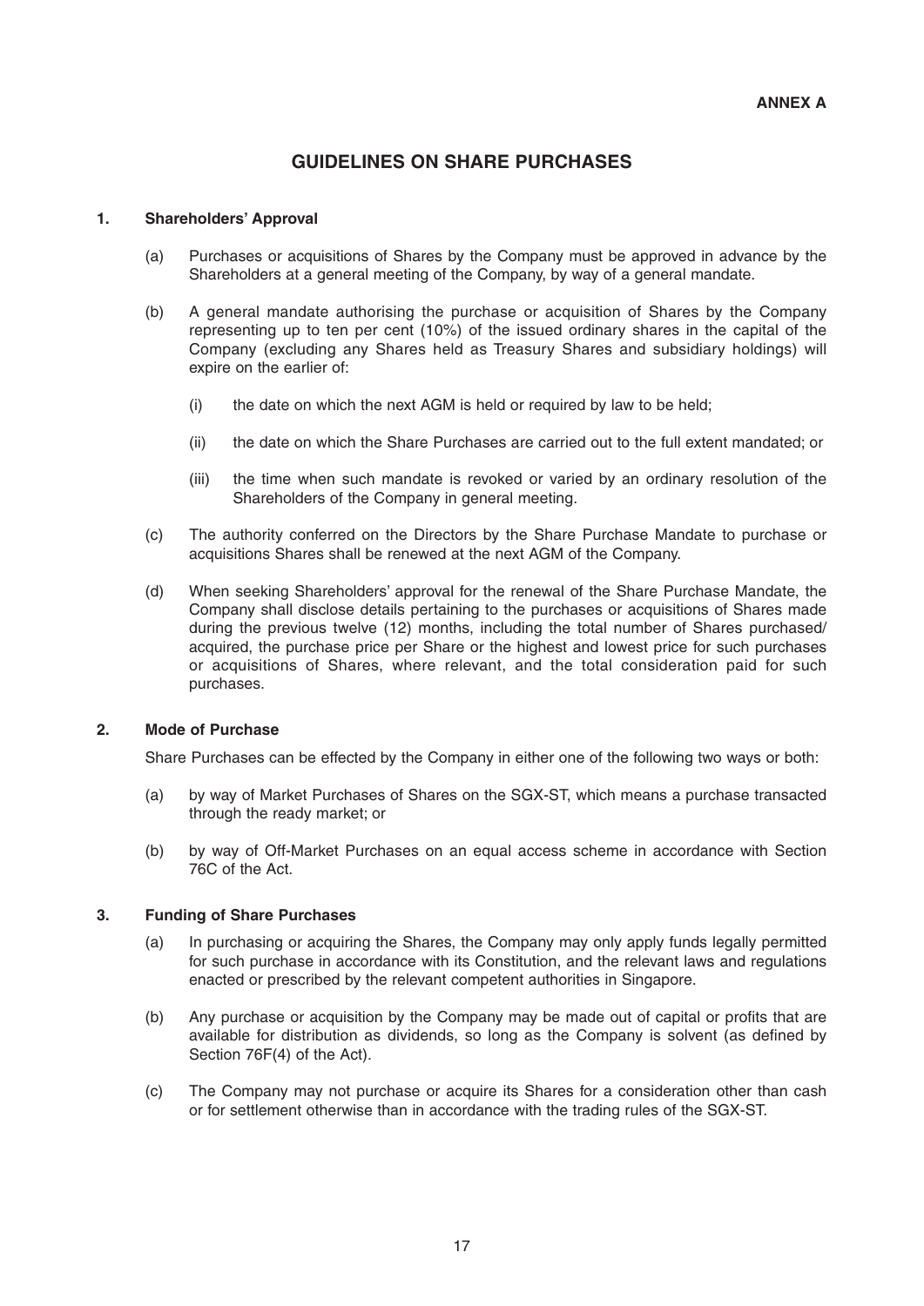**ANNEX A**

# GUIDELINES ON SHARE PURCHASES

## 1. Shareholders' Approval

(a) Purchases or acquisitions of Shares by the Company must be approved in advance by the Shareholders at a general meeting of the Company, by way of a general mandate.

(b) A general mandate authorising the purchase or acquisition of Shares by the Company representing up to ten per cent (10%) of the issued ordinary shares in the capital of the Company (excluding any Shares held as Treasury Shares and subsidiary holdings) will expire on the earlier of:

(i) the date on which the next AGM is held or required by law to be held;

(ii) the date on which the Share Purchases are carried out to the full extent mandated; or

(iii) the time when such mandate is revoked or varied by an ordinary resolution of the Shareholders of the Company in general meeting.

(c) The authority conferred on the Directors by the Share Purchase Mandate to purchase or acquisitions Shares shall be renewed at the next AGM of the Company.

(d) When seeking Shareholders' approval for the renewal of the Share Purchase Mandate, the Company shall disclose details pertaining to the purchases or acquisitions of Shares made during the previous twelve (12) months, including the total number of Shares purchased/ acquired, the purchase price per Share or the highest and lowest price for such purchases or acquisitions of Shares, where relevant, and the total consideration paid for such purchases.

## 2. Mode of Purchase

Share Purchases can be effected by the Company in either one of the following two ways or both:

(a) by way of Market Purchases of Shares on the SGX-ST, which means a purchase transacted through the ready market; or

(b) by way of Off-Market Purchases on an equal access scheme in accordance with Section 76C of the Act.

## 3. Funding of Share Purchases

(a) In purchasing or acquiring the Shares, the Company may only apply funds legally permitted for such purchase in accordance with its Constitution, and the relevant laws and regulations enacted or prescribed by the relevant competent authorities in Singapore.

(b) Any purchase or acquisition by the Company may be made out of capital or profits that are available for distribution as dividends, so long as the Company is solvent (as defined by Section 76F(4) of the Act).

(c) The Company may not purchase or acquire its Shares for a consideration other than cash or for settlement otherwise than in accordance with the trading rules of the SGX-ST.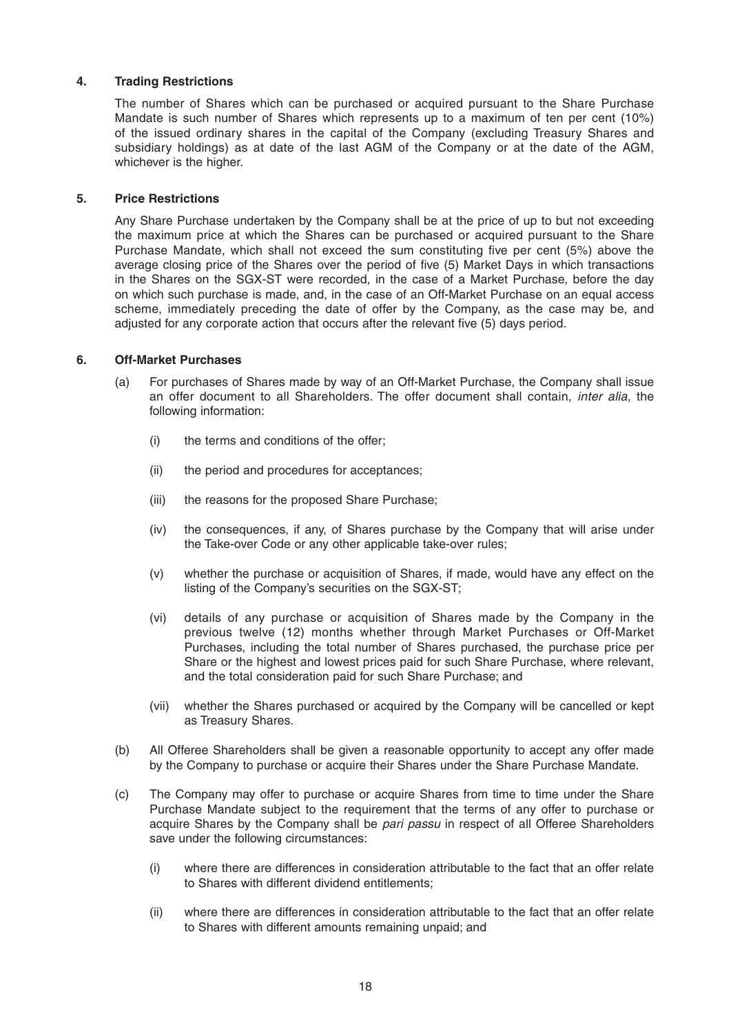**4. Trading Restrictions**

The number of Shares which can be purchased or acquired pursuant to the Share Purchase Mandate is such number of Shares which represents up to a maximum of ten per cent (10%) of the issued ordinary shares in the capital of the Company (excluding Treasury Shares and subsidiary holdings) as at date of the last AGM of the Company or at the date of the AGM, whichever is the higher.

**5. Price Restrictions**

Any Share Purchase undertaken by the Company shall be at the price of up to but not exceeding the maximum price at which the Shares can be purchased or acquired pursuant to the Share Purchase Mandate, which shall not exceed the sum constituting five per cent (5%) above the average closing price of the Shares over the period of five (5) Market Days in which transactions in the Shares on the SGX-ST were recorded, in the case of a Market Purchase, before the day on which such purchase is made, and, in the case of an Off-Market Purchase on an equal access scheme, immediately preceding the date of offer by the Company, as the case may be, and adjusted for any corporate action that occurs after the relevant five (5) days period.

**6. Off-Market Purchases**

(a) For purchases of Shares made by way of an Off-Market Purchase, the Company shall issue an offer document to all Shareholders. The offer document shall contain, *inter alia*, the following information:

   (i) the terms and conditions of the offer;

   (ii) the period and procedures for acceptances;

   (iii) the reasons for the proposed Share Purchase;

   (iv) the consequences, if any, of Shares purchase by the Company that will arise under the Take-over Code or any other applicable take-over rules;

   (v) whether the purchase or acquisition of Shares, if made, would have any effect on the listing of the Company's securities on the SGX-ST;

   (vi) details of any purchase or acquisition of Shares made by the Company in the previous twelve (12) months whether through Market Purchases or Off-Market Purchases, including the total number of Shares purchased, the purchase price per Share or the highest and lowest prices paid for such Share Purchase, where relevant, and the total consideration paid for such Share Purchase; and

   (vii) whether the Shares purchased or acquired by the Company will be cancelled or kept as Treasury Shares.

(b) All Offeree Shareholders shall be given a reasonable opportunity to accept any offer made by the Company to purchase or acquire their Shares under the Share Purchase Mandate.

(c) The Company may offer to purchase or acquire Shares from time to time under the Share Purchase Mandate subject to the requirement that the terms of any offer to purchase or acquire Shares by the Company shall be *pari passu* in respect of all Offeree Shareholders save under the following circumstances:

   (i) where there are differences in consideration attributable to the fact that an offer relate to Shares with different dividend entitlements;

   (ii) where there are differences in consideration attributable to the fact that an offer relate to Shares with different amounts remaining unpaid; and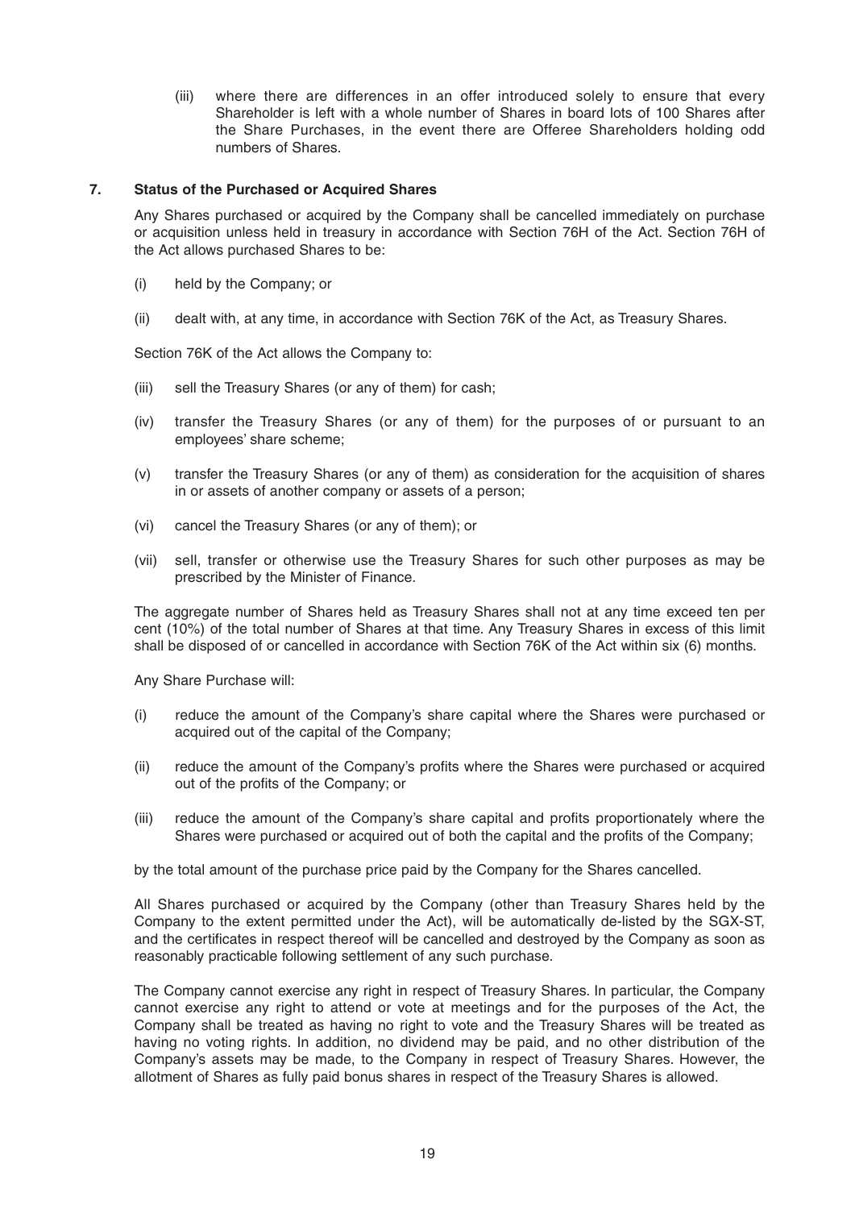(iii) where there are differences in an offer introduced solely to ensure that every Shareholder is left with a whole number of Shares in board lots of 100 Shares after the Share Purchases, in the event there are Offeree Shareholders holding odd numbers of Shares.

## 7. Status of the Purchased or Acquired Shares

Any Shares purchased or acquired by the Company shall be cancelled immediately on purchase or acquisition unless held in treasury in accordance with Section 76H of the Act. Section 76H of the Act allows purchased Shares to be:

(i) held by the Company; or

(ii) dealt with, at any time, in accordance with Section 76K of the Act, as Treasury Shares.

Section 76K of the Act allows the Company to:

(iii) sell the Treasury Shares (or any of them) for cash;

(iv) transfer the Treasury Shares (or any of them) for the purposes of or pursuant to an employees' share scheme;

(v) transfer the Treasury Shares (or any of them) as consideration for the acquisition of shares in or assets of another company or assets of a person;

(vi) cancel the Treasury Shares (or any of them); or

(vii) sell, transfer or otherwise use the Treasury Shares for such other purposes as may be prescribed by the Minister of Finance.

The aggregate number of Shares held as Treasury Shares shall not at any time exceed ten per cent (10%) of the total number of Shares at that time. Any Treasury Shares in excess of this limit shall be disposed of or cancelled in accordance with Section 76K of the Act within six (6) months.

Any Share Purchase will:

(i) reduce the amount of the Company's share capital where the Shares were purchased or acquired out of the capital of the Company;

(ii) reduce the amount of the Company's profits where the Shares were purchased or acquired out of the profits of the Company; or

(iii) reduce the amount of the Company's share capital and profits proportionately where the Shares were purchased or acquired out of both the capital and the profits of the Company;

by the total amount of the purchase price paid by the Company for the Shares cancelled.

All Shares purchased or acquired by the Company (other than Treasury Shares held by the Company to the extent permitted under the Act), will be automatically de-listed by the SGX-ST, and the certificates in respect thereof will be cancelled and destroyed by the Company as soon as reasonably practicable following settlement of any such purchase.

The Company cannot exercise any right in respect of Treasury Shares. In particular, the Company cannot exercise any right to attend or vote at meetings and for the purposes of the Act, the Company shall be treated as having no right to vote and the Treasury Shares will be treated as having no voting rights. In addition, no dividend may be paid, and no other distribution of the Company's assets may be made, to the Company in respect of Treasury Shares. However, the allotment of Shares as fully paid bonus shares in respect of the Treasury Shares is allowed.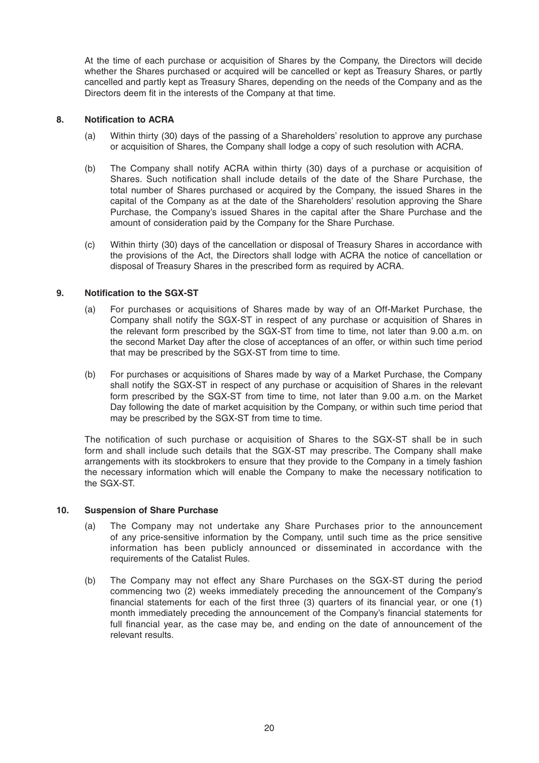At the time of each purchase or acquisition of Shares by the Company, the Directors will decide whether the Shares purchased or acquired will be cancelled or kept as Treasury Shares, or partly cancelled and partly kept as Treasury Shares, depending on the needs of the Company and as the Directors deem fit in the interests of the Company at that time.

**8. Notification to ACRA**

(a) Within thirty (30) days of the passing of a Shareholders' resolution to approve any purchase or acquisition of Shares, the Company shall lodge a copy of such resolution with ACRA.

(b) The Company shall notify ACRA within thirty (30) days of a purchase or acquisition of Shares. Such notification shall include details of the date of the Share Purchase, the total number of Shares purchased or acquired by the Company, the issued Shares in the capital of the Company as at the date of the Shareholders' resolution approving the Share Purchase, the Company's issued Shares in the capital after the Share Purchase and the amount of consideration paid by the Company for the Share Purchase.

(c) Within thirty (30) days of the cancellation or disposal of Treasury Shares in accordance with the provisions of the Act, the Directors shall lodge with ACRA the notice of cancellation or disposal of Treasury Shares in the prescribed form as required by ACRA.

**9. Notification to the SGX-ST**

(a) For purchases or acquisitions of Shares made by way of an Off-Market Purchase, the Company shall notify the SGX-ST in respect of any purchase or acquisition of Shares in the relevant form prescribed by the SGX-ST from time to time, not later than 9.00 a.m. on the second Market Day after the close of acceptances of an offer, or within such time period that may be prescribed by the SGX-ST from time to time.

(b) For purchases or acquisitions of Shares made by way of a Market Purchase, the Company shall notify the SGX-ST in respect of any purchase or acquisition of Shares in the relevant form prescribed by the SGX-ST from time to time, not later than 9.00 a.m. on the Market Day following the date of market acquisition by the Company, or within such time period that may be prescribed by the SGX-ST from time to time.

The notification of such purchase or acquisition of Shares to the SGX-ST shall be in such form and shall include such details that the SGX-ST may prescribe. The Company shall make arrangements with its stockbrokers to ensure that they provide to the Company in a timely fashion the necessary information which will enable the Company to make the necessary notification to the SGX-ST.

**10. Suspension of Share Purchase**

(a) The Company may not undertake any Share Purchases prior to the announcement of any price-sensitive information by the Company, until such time as the price sensitive information has been publicly announced or disseminated in accordance with the requirements of the Catalist Rules.

(b) The Company may not effect any Share Purchases on the SGX-ST during the period commencing two (2) weeks immediately preceding the announcement of the Company's financial statements for each of the first three (3) quarters of its financial year, or one (1) month immediately preceding the announcement of the Company's financial statements for full financial year, as the case may be, and ending on the date of announcement of the relevant results.